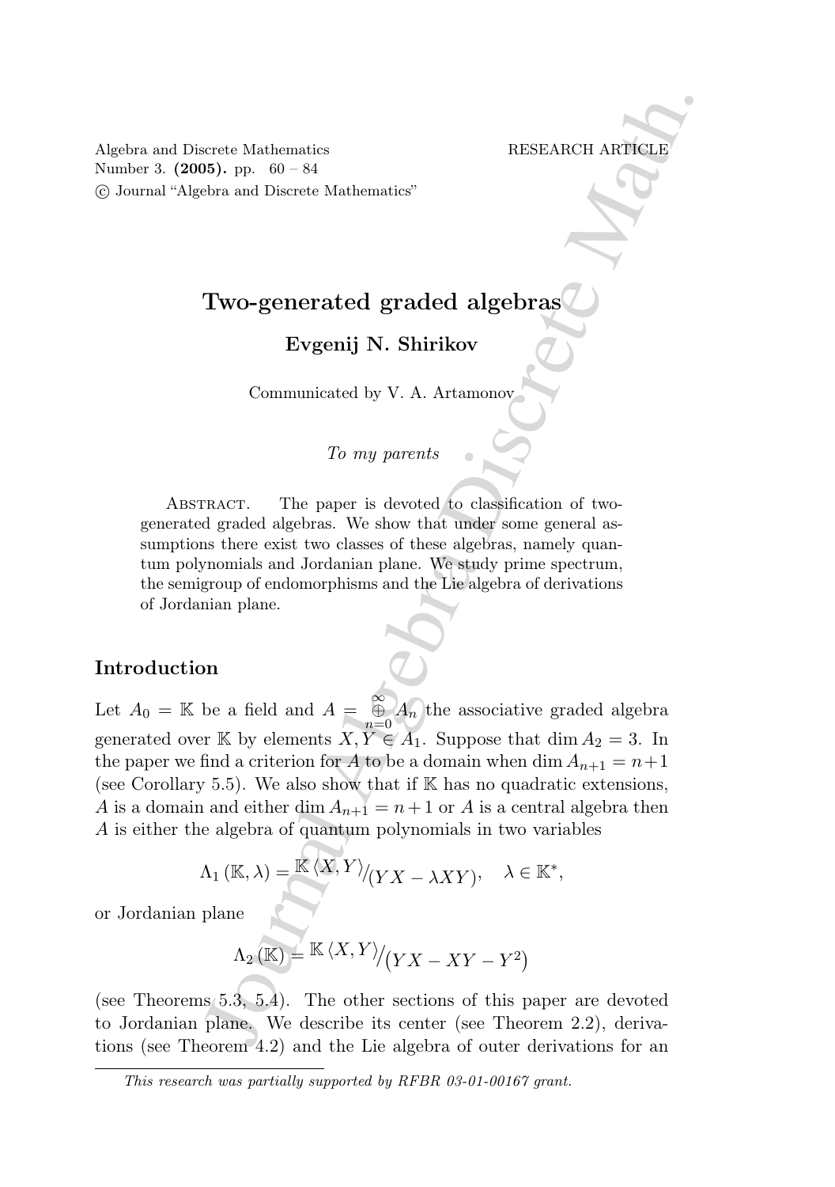# Two-generated graded algebras

**Evgenij N. Shirikov**

Communicated by V. A. Artamonov

*To my parents*

Abstract. The paper is devoted to classification of two-generated graded algebras. We show that under some general assumptions there exist two classes of these algebras, namely quantum polynomials and Jordanian plane. We study prime spectrum, the semigroup of endomorphisms and the Lie algebra of derivations of Jordanian plane.

## Introduction

Let $A_0 = \mathbb{K}$ be a field and $A = \bigoplus_{n=0}^{\infty} A_n$ the associative graded algebra generated over $\mathbb{K}$ by elements $X, Y \in A_1$. Suppose that $\dim A_2 = 3$. In the paper we find a criterion for $A$ to be a domain when $\dim A_{n+1} = n+1$ (see Corollary 5.5). We also show that if $\mathbb{K}$ has no quadratic extensions, $A$ is a domain and either $\dim A_{n+1} = n+1$ or $A$ is a central algebra then $A$ is either the algebra of quantum polynomials in two variables

$$\Lambda_1(\mathbb{K}, \lambda) = \mathbb{K}\langle X, Y\rangle / (YX - \lambda XY), \quad \lambda \in \mathbb{K}^*,$$

or Jordanian plane

$$\Lambda_2(\mathbb{K}) = \mathbb{K}\langle X, Y\rangle / (YX - XY - Y^2)$$

(see Theorems 5.3, 5.4). The other sections of this paper are devoted to Jordanian plane. We describe its center (see Theorem 2.2), derivations (see Theorem 4.2) and the Lie algebra of outer derivations for an

*This research was partially supported by RFBR 03-01-00167 grant.*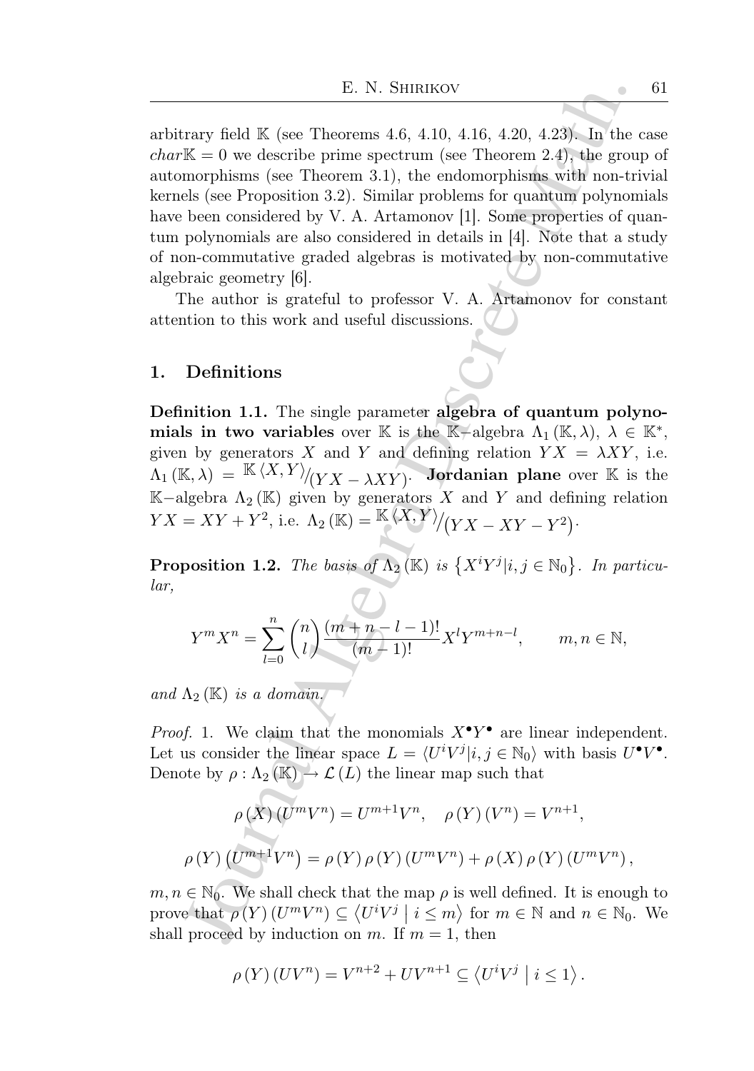arbitrary field $\mathbb{K}$ (see Theorems 4.6, 4.10, 4.16, 4.20, 4.23). In the case $char\mathbb{K} = 0$ we describe prime spectrum (see Theorem 2.4), the group of automorphisms (see Theorem 3.1), the endomorphisms with non-trivial kernels (see Proposition 3.2). Similar problems for quantum polynomials have been considered by V. A. Artamonov [1]. Some properties of quantum polynomials are also considered in details in [4]. Note that a study of non-commutative graded algebras is motivated by non-commutative algebraic geometry [6].

The author is grateful to professor V. A. Artamonov for constant attention to this work and useful discussions.

## 1. Definitions

**Definition 1.1.** The single parameter **algebra of quantum polynomials in two variables** over $\mathbb{K}$ is the $\mathbb{K}$−algebra $\Lambda_1(\mathbb{K}, \lambda)$, $\lambda \in \mathbb{K}^*$, given by generators $X$ and $Y$ and defining relation $YX = \lambda XY$, i.e. $\Lambda_1(\mathbb{K}, \lambda) = {}^{\mathbb{K}\langle X,Y\rangle}/_{(YX - \lambda XY)}$. **Jordanian plane** over $\mathbb{K}$ is the $\mathbb{K}$−algebra $\Lambda_2(\mathbb{K})$ given by generators $X$ and $Y$ and defining relation $YX = XY + Y^2$, i.e. $\Lambda_2(\mathbb{K}) = {}^{\mathbb{K}\langle X,Y\rangle}/_{(YX - XY - Y^2)}$.

**Proposition 1.2.** *The basis of $\Lambda_2(\mathbb{K})$ is $\{X^iY^j | i, j \in \mathbb{N}_0\}$. In particular,*

$$Y^mX^n = \sum_{l=0}^{n} \binom{n}{l} \frac{(m+n-l-1)!}{(m-1)!} X^lY^{m+n-l}, \qquad m, n \in \mathbb{N},$$

*and $\Lambda_2(\mathbb{K})$ is a domain.*

*Proof.* 1. We claim that the monomials $X^{\bullet}Y^{\bullet}$ are linear independent. Let us consider the linear space $L = \langle U^iV^j | i, j \in \mathbb{N}_0\rangle$ with basis $U^{\bullet}V^{\bullet}$. Denote by $\rho : \Lambda_2(\mathbb{K}) \to \mathcal{L}(L)$ the linear map such that

$$\rho(X)(U^mV^n) = U^{m+1}V^n, \quad \rho(Y)(V^n) = V^{n+1},$$

$$\rho(Y)\left(U^{m+1}V^n\right) = \rho(Y)\rho(Y)(U^mV^n) + \rho(X)\rho(Y)(U^mV^n),$$

$m, n \in \mathbb{N}_0$. We shall check that the map $\rho$ is well defined. It is enough to prove that $\rho(Y)(U^mV^n) \subseteq \langle U^iV^j \mid i \leq m\rangle$ for $m \in \mathbb{N}$ and $n \in \mathbb{N}_0$. We shall proceed by induction on $m$. If $m = 1$, then

$$\rho(Y)(UV^n) = V^{n+2} + UV^{n+1} \subseteq \langle U^iV^j \mid i \leq 1\rangle.$$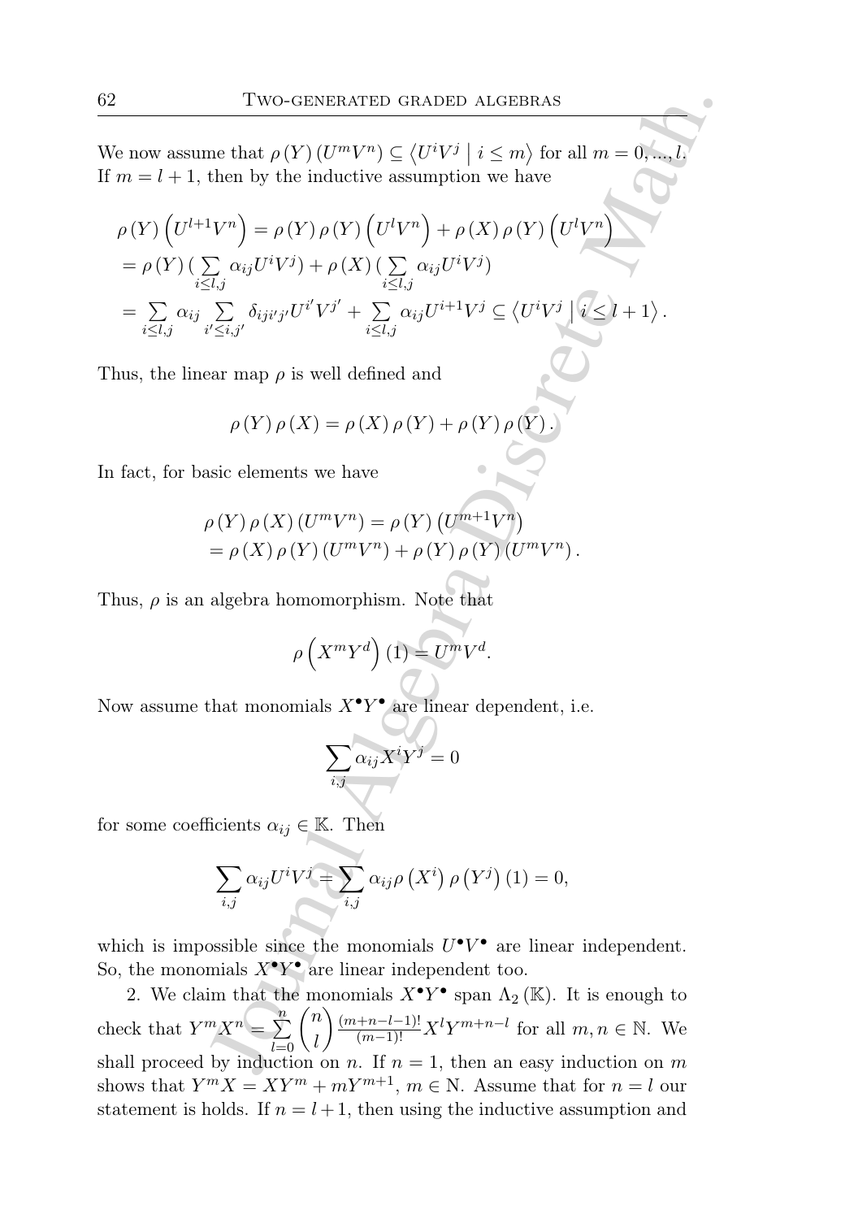We now assume that $\rho(Y)(U^mV^n) \subseteq \langle U^iV^j \mid i \leq m \rangle$ for all $m = 0, ..., l$. If $m = l+1$, then by the inductive assumption we have

$$
\begin{aligned}
&\rho(Y)\left(U^{l+1}V^n\right) = \rho(Y)\rho(Y)\left(U^lV^n\right) + \rho(X)\rho(Y)\left(U^lV^n\right) \\
&= \rho(Y)\left(\sum_{i\leq l,j} \alpha_{ij}U^iV^j\right) + \rho(X)\left(\sum_{i\leq l,j} \alpha_{ij}U^iV^j\right) \\
&= \sum_{i\leq l,j} \alpha_{ij} \sum_{i'\leq i,j'} \delta_{iji'j'}U^{i'}V^{j'} + \sum_{i\leq l,j} \alpha_{ij}U^{i+1}V^j \subseteq \left\langle U^iV^j \mid i \leq l+1 \right\rangle.
\end{aligned}
$$

Thus, the linear map $\rho$ is well defined and

$$
\rho(Y)\rho(X) = \rho(X)\rho(Y) + \rho(Y)\rho(Y).
$$

In fact, for basic elements we have

$$
\begin{aligned}
&\rho(Y)\rho(X)(U^mV^n) = \rho(Y)\left(U^{m+1}V^n\right) \\
&= \rho(X)\rho(Y)(U^mV^n) + \rho(Y)\rho(Y)(U^mV^n).
\end{aligned}
$$

Thus, $\rho$ is an algebra homomorphism. Note that

$$
\rho\left(X^mY^d\right)(1) = U^mV^d.
$$

Now assume that monomials $X^\bullet Y^\bullet$ are linear dependent, i.e.

$$
\sum_{i,j} \alpha_{ij}X^iY^j = 0
$$

for some coefficients $\alpha_{ij} \in \mathbb{K}$. Then

$$
\sum_{i,j} \alpha_{ij}U^iV^j = \sum_{i,j} \alpha_{ij}\rho\left(X^i\right)\rho\left(Y^j\right)(1) = 0,
$$

which is impossible since the monomials $U^\bullet V^\bullet$ are linear independent. So, the monomials $X^\bullet Y^\bullet$ are linear independent too.

2. We claim that the monomials $X^\bullet Y^\bullet$ span $\Lambda_2(\mathbb{K})$. It is enough to check that $Y^mX^n = \sum_{l=0}^{n} \binom{n}{l} \frac{(m+n-l-1)!}{(m-1)!} X^lY^{m+n-l}$ for all $m, n \in \mathbb{N}$. We shall proceed by induction on $n$. If $n = 1$, then an easy induction on $m$ shows that $Y^mX = XY^m + mY^{m+1}$, $m \in \mathbb{N}$. Assume that for $n = l$ our statement is holds. If $n = l+1$, then using the inductive assumption and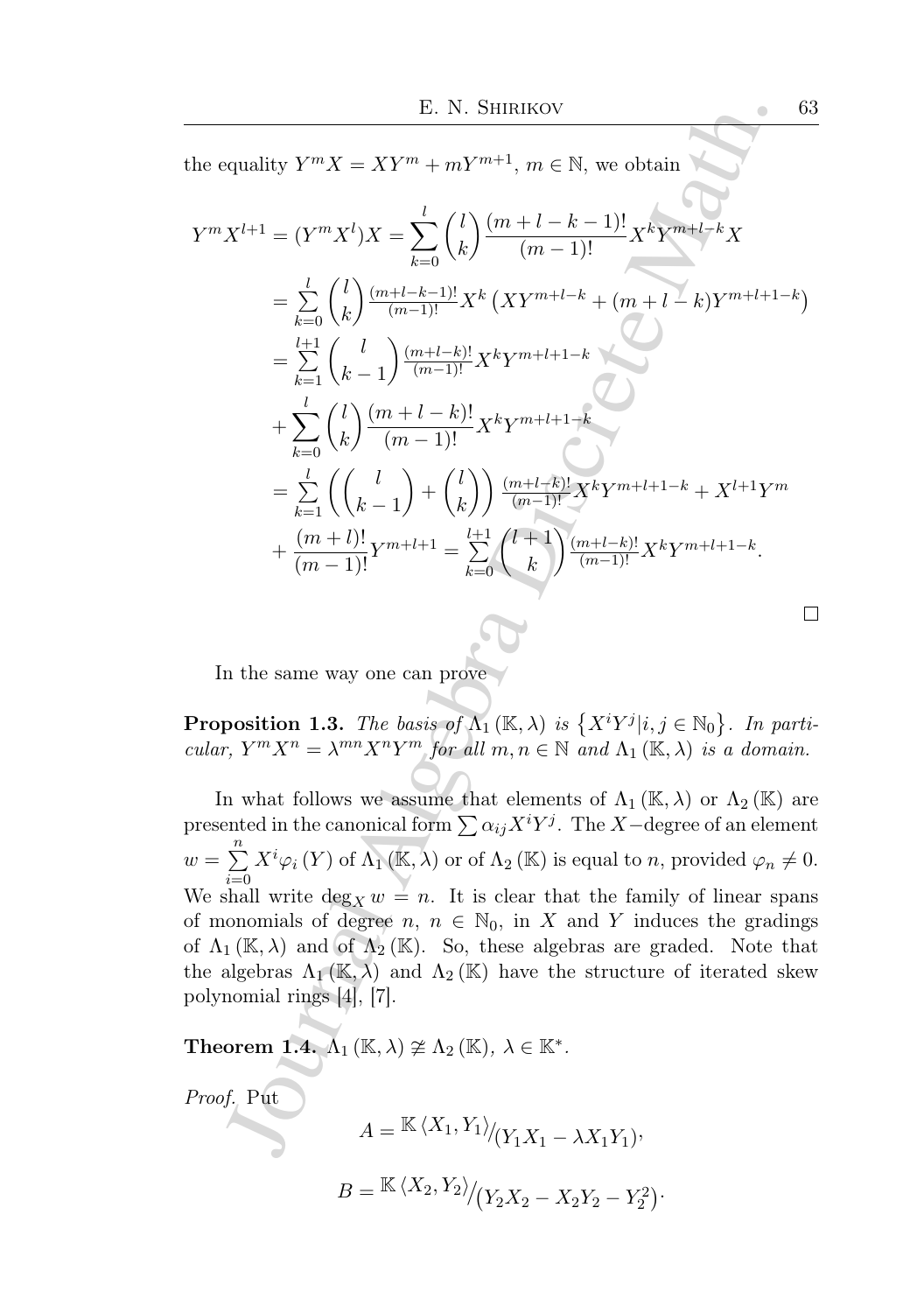the equality $Y^m X = XY^m + mY^{m+1}$, $m \in \mathbb{N}$, we obtain

$$
\begin{aligned}
Y^m X^{l+1} = (Y^m X^l)X &= \sum_{k=0}^{l} \binom{l}{k} \frac{(m+l-k-1)!}{(m-1)!} X^k Y^{m+l-k} X \\
&= \sum_{k=0}^{l} \binom{l}{k} \frac{(m+l-k-1)!}{(m-1)!} X^k \left( XY^{m+l-k} + (m+l-k) Y^{m+l+1-k} \right) \\
&= \sum_{k=1}^{l+1} \binom{l}{k-1} \frac{(m+l-k)!}{(m-1)!} X^k Y^{m+l+1-k} \\
&+ \sum_{k=0}^{l} \binom{l}{k} \frac{(m+l-k)!}{(m-1)!} X^k Y^{m+l+1-k} \\
&= \sum_{k=1}^{l} \left( \binom{l}{k-1} + \binom{l}{k} \right) \frac{(m+l-k)!}{(m-1)!} X^k Y^{m+l+1-k} + X^{l+1} Y^m \\
&+ \frac{(m+l)!}{(m-1)!} Y^{m+l+1} = \sum_{k=0}^{l+1} \binom{l+1}{k} \frac{(m+l-k)!}{(m-1)!} X^k Y^{m+l+1-k}.
\end{aligned}
$$

$\square$

In the same way one can prove

**Proposition 1.3.** *The basis of $\Lambda_1(\mathbb{K}, \lambda)$ is $\{X^i Y^j | i, j \in \mathbb{N}_0\}$. In particular, $Y^m X^n = \lambda^{mn} X^n Y^m$ for all $m, n \in \mathbb{N}$ and $\Lambda_1(\mathbb{K}, \lambda)$ is a domain.*

In what follows we assume that elements of $\Lambda_1(\mathbb{K}, \lambda)$ or $\Lambda_2(\mathbb{K})$ are presented in the canonical form $\sum \alpha_{ij} X^i Y^j$. The $X-$degree of an element $w = \sum_{i=0}^{n} X^i \varphi_i(Y)$ of $\Lambda_1(\mathbb{K}, \lambda)$ or of $\Lambda_2(\mathbb{K})$ is equal to $n$, provided $\varphi_n \neq 0$. We shall write $\deg_X w = n$. It is clear that the family of linear spans of monomials of degree $n$, $n \in \mathbb{N}_0$, in $X$ and $Y$ induces the gradings of $\Lambda_1(\mathbb{K}, \lambda)$ and of $\Lambda_2(\mathbb{K})$. So, these algebras are graded. Note that the algebras $\Lambda_1(\mathbb{K}, \lambda)$ and $\Lambda_2(\mathbb{K})$ have the structure of iterated skew polynomial rings [4], [7].

**Theorem 1.4.** $\Lambda_1(\mathbb{K}, \lambda) \not\cong \Lambda_2(\mathbb{K})$, $\lambda \in \mathbb{K}^*$.

*Proof.* Put

$$A = \mathbb{K}\langle X_1, Y_1 \rangle / (Y_1 X_1 - \lambda X_1 Y_1),$$

$$B = \mathbb{K}\langle X_2, Y_2 \rangle / \left(Y_2 X_2 - X_2 Y_2 - Y_2^2\right).$$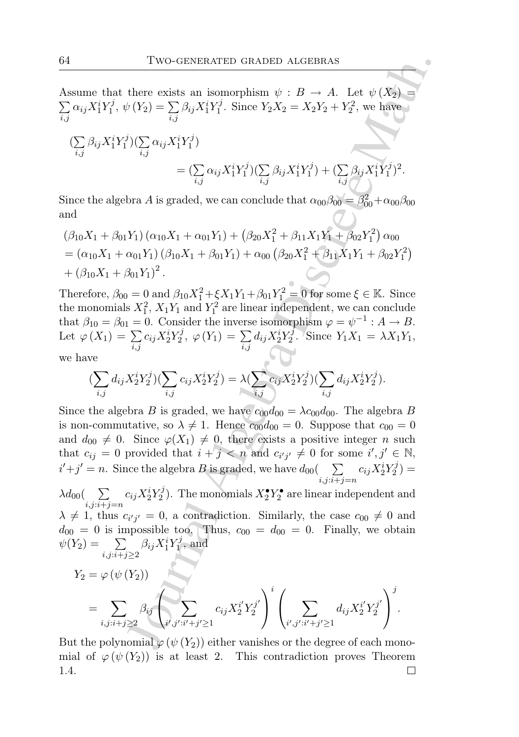Assume that there exists an isomorphism $\psi : B \to A$. Let $\psi(X_2) = \sum_{i,j} \alpha_{ij} X_1^i Y_1^j$, $\psi(Y_2) = \sum_{i,j} \beta_{ij} X_1^i Y_1^j$. Since $Y_2 X_2 = X_2 Y_2 + Y_2^2$, we have

$$
\begin{aligned}
&(\sum_{i,j} \beta_{ij} X_1^i Y_1^j)(\sum_{i,j} \alpha_{ij} X_1^i Y_1^j) \\
&\qquad\qquad = (\sum_{i,j} \alpha_{ij} X_1^i Y_1^j)(\sum_{i,j} \beta_{ij} X_1^i Y_1^j) + (\sum_{i,j} \beta_{ij} X_1^i Y_1^j)^2.
\end{aligned}
$$

Since the algebra $A$ is graded, we can conclude that $\alpha_{00}\beta_{00} = \beta_{00}^2 + \alpha_{00}\beta_{00}$ and

$$
\begin{aligned}
&(\beta_{10} X_1 + \beta_{01} Y_1)(\alpha_{10} X_1 + \alpha_{01} Y_1) + \left(\beta_{20} X_1^2 + \beta_{11} X_1 Y_1 + \beta_{02} Y_1^2\right)\alpha_{00} \\
&= (\alpha_{10} X_1 + \alpha_{01} Y_1)(\beta_{10} X_1 + \beta_{01} Y_1) + \alpha_{00}\left(\beta_{20} X_1^2 + \beta_{11} X_1 Y_1 + \beta_{02} Y_1^2\right) \\
&+ (\beta_{10} X_1 + \beta_{01} Y_1)^2.
\end{aligned}
$$

Therefore, $\beta_{00} = 0$ and $\beta_{10} X_1^2 + \xi X_1 Y_1 + \beta_{01} Y_1^2 = 0$ for some $\xi \in \mathbb{K}$. Since the monomials $X_1^2$, $X_1 Y_1$ and $Y_1^2$ are linear independent, we can conclude that $\beta_{10} = \beta_{01} = 0$. Consider the inverse isomorphism $\varphi = \psi^{-1} : A \to B$. Let $\varphi(X_1) = \sum_{i,j} c_{ij} X_2^i Y_2^j$, $\varphi(Y_1) = \sum_{i,j} d_{ij} X_2^i Y_2^j$. Since $Y_1 X_1 = \lambda X_1 Y_1$, we have

$$
(\sum_{i,j} d_{ij} X_2^i Y_2^j)(\sum_{i,j} c_{ij} X_2^i Y_2^j) = \lambda(\sum_{i,j} c_{ij} X_2^i Y_2^j)(\sum_{i,j} d_{ij} X_2^i Y_2^j).
$$

Since the algebra $B$ is graded, we have $c_{00} d_{00} = \lambda c_{00} d_{00}$. The algebra $B$ is non-commutative, so $\lambda \neq 1$. Hence $c_{00} d_{00} = 0$. Suppose that $c_{00} = 0$ and $d_{00} \neq 0$. Since $\varphi(X_1) \neq 0$, there exists a positive integer $n$ such that $c_{ij} = 0$ provided that $i + j < n$ and $c_{i'j'} \neq 0$ for some $i', j' \in \mathbb{N}$, $i' + j' = n$. Since the algebra $B$ is graded, we have $d_{00}(\sum_{i,j: i+j=n} c_{ij} X_2^i Y_2^j) = \lambda d_{00}(\sum_{i,j: i+j=n} c_{ij} X_2^i Y_2^j)$. The monomials $X_2^{\bullet} Y_2^{\bullet}$ are linear independent and $\lambda \neq 1$, thus $c_{i'j'} = 0$, a contradiction. Similarly, the case $c_{00} \neq 0$ and $d_{00} = 0$ is impossible too. Thus, $c_{00} = d_{00} = 0$. Finally, we obtain $\psi(Y_2) = \sum_{i,j: i+j \geq 2} \beta_{ij} X_1^i Y_1^j$, and

$$
\begin{aligned}
Y_2 &= \varphi(\psi(Y_2)) \\
&= \sum_{i,j: i+j \geq 2} \beta_{ij} \left( \sum_{i',j': i'+j' \geq 1} c_{ij} X_2^{i'} Y_2^{j'} \right)^i \left( \sum_{i',j': i'+j' \geq 1} d_{ij} X_2^{i'} Y_2^{j'} \right)^j.
\end{aligned}
$$

But the polynomial $\varphi(\psi(Y_2))$ either vanishes or the degree of each monomial of $\varphi(\psi(Y_2))$ is at least 2. This contradiction proves Theorem 1.4. $\square$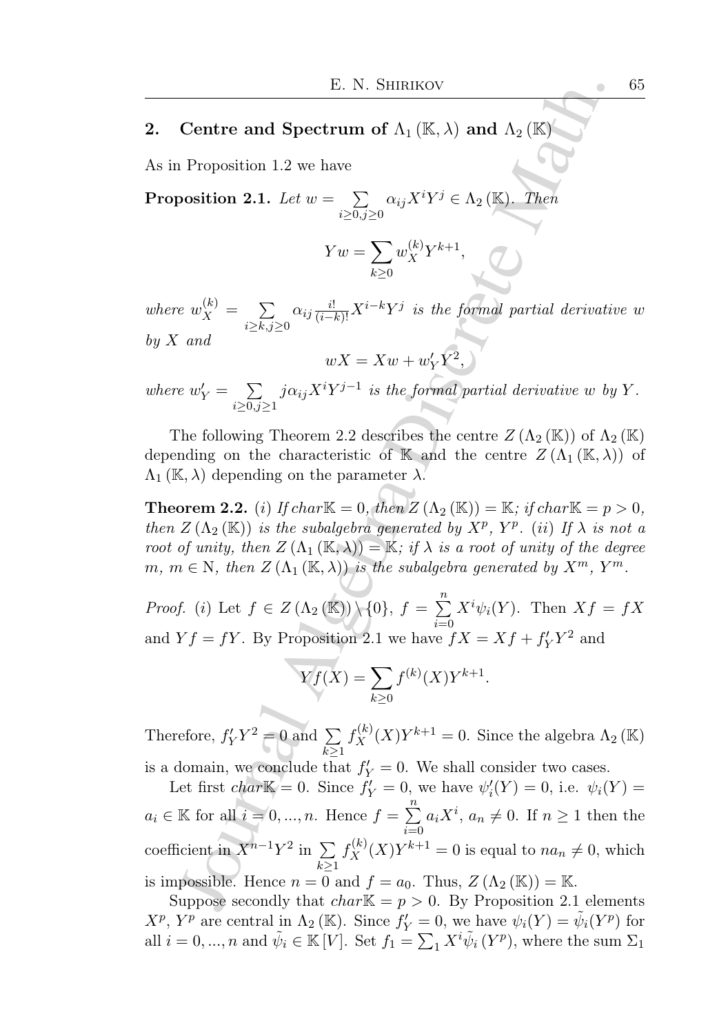## 2. Centre and Spectrum of $\Lambda_1(\mathbb{K},\lambda)$ and $\Lambda_2(\mathbb{K})$

As in Proposition 1.2 we have

**Proposition 2.1.** *Let $w = \sum\limits_{i\geq 0, j\geq 0} \alpha_{ij} X^i Y^j \in \Lambda_2(\mathbb{K})$. Then*

$$Yw = \sum_{k\geq 0} w_X^{(k)} Y^{k+1},$$

*where $w_X^{(k)} = \sum\limits_{i\geq k, j\geq 0} \alpha_{ij} \frac{i!}{(i-k)!} X^{i-k} Y^j$ is the formal partial derivative $w$ by $X$ and*

$$wX = Xw + w_Y' Y^2,$$

*where $w_Y' = \sum\limits_{i\geq 0, j\geq 1} j\alpha_{ij} X^i Y^{j-1}$ is the formal partial derivative $w$ by $Y$.*

The following Theorem 2.2 describes the centre $Z(\Lambda_2(\mathbb{K}))$ of $\Lambda_2(\mathbb{K})$ depending on the characteristic of $\mathbb{K}$ and the centre $Z(\Lambda_1(\mathbb{K},\lambda))$ of $\Lambda_1(\mathbb{K},\lambda)$ depending on the parameter $\lambda$.

**Theorem 2.2.** (*i*) *If $char\mathbb{K} = 0$, then $Z(\Lambda_2(\mathbb{K})) = \mathbb{K}$; if $char\mathbb{K} = p > 0$, then $Z(\Lambda_2(\mathbb{K}))$ is the subalgebra generated by $X^p$, $Y^p$.* (*ii*) *If $\lambda$ is not a root of unity, then $Z(\Lambda_1(\mathbb{K},\lambda)) = \mathbb{K}$; if $\lambda$ is a root of unity of the degree $m$, $m \in \mathrm{N}$, then $Z(\Lambda_1(\mathbb{K},\lambda))$ is the subalgebra generated by $X^m$, $Y^m$.*

*Proof.* (*i*) Let $f \in Z(\Lambda_2(\mathbb{K})) \setminus \{0\}$, $f = \sum\limits_{i=0}^{n} X^i \psi_i(Y)$. Then $Xf = fX$ and $Yf = fY$. By Proposition 2.1 we have $fX = Xf + f_Y' Y^2$ and

$$Yf(X) = \sum_{k\geq 0} f^{(k)}(X) Y^{k+1}.$$

Therefore, $f_Y' Y^2 = 0$ and $\sum\limits_{k\geq 1} f_X^{(k)}(X) Y^{k+1} = 0$. Since the algebra $\Lambda_2(\mathbb{K})$ is a domain, we conclude that $f_Y' = 0$. We shall consider two cases.

Let first $char\mathbb{K} = 0$. Since $f_Y' = 0$, we have $\psi_i'(Y) = 0$, i.e. $\psi_i(Y) = a_i \in \mathbb{K}$ for all $i = 0, ..., n$. Hence $f = \sum\limits_{i=0}^{n} a_i X^i$, $a_n \neq 0$. If $n \geq 1$ then the coefficient in $X^{n-1}Y^2$ in $\sum\limits_{k\geq 1} f_X^{(k)}(X) Y^{k+1} = 0$ is equal to $na_n \neq 0$, which is impossible. Hence $n = 0$ and $f = a_0$. Thus, $Z(\Lambda_2(\mathbb{K})) = \mathbb{K}$.

Suppose secondly that $char\mathbb{K} = p > 0$. By Proposition 2.1 elements $X^p$, $Y^p$ are central in $\Lambda_2(\mathbb{K})$. Since $f_Y' = 0$, we have $\psi_i(Y) = \tilde{\psi}_i(Y^p)$ for all $i = 0, ..., n$ and $\tilde{\psi}_i \in \mathbb{K}[V]$. Set $f_1 = \sum_1 X^i \tilde{\psi}_i(Y^p)$, where the sum $\Sigma_1$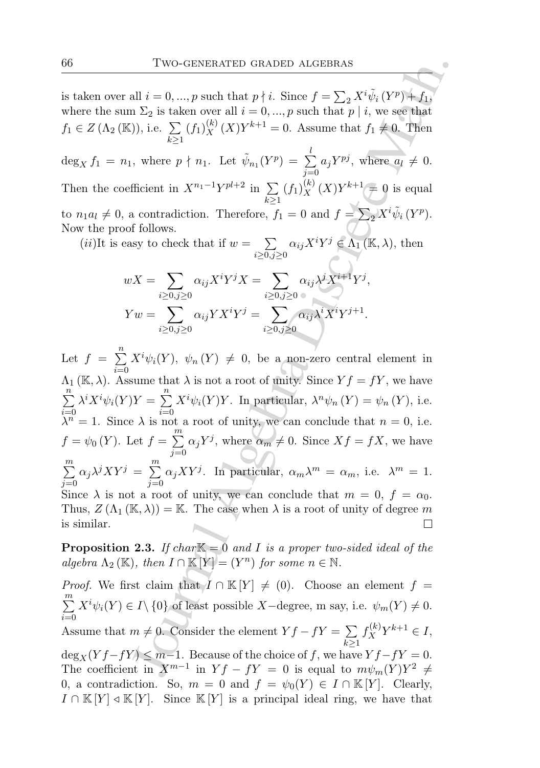is taken over all $i = 0, ..., p$ such that $p \nmid i$. Since $f = \sum_2 X^i \tilde{\psi}_i(Y^p) + f_1$, where the sum $\Sigma_2$ is taken over all $i = 0, ..., p$ such that $p \mid i$, we see that $f_1 \in Z(\Lambda_2(\mathbb{K}))$, i.e. $\sum_{k \geq 1} (f_1)_X^{(k)}(X) Y^{k+1} = 0$. Assume that $f_1 \neq 0$. Then $\deg_X f_1 = n_1$, where $p \nmid n_1$. Let $\tilde{\psi}_{n_1}(Y^p) = \sum_{j=0}^{l} a_j Y^{pj}$, where $a_l \neq 0$. Then the coefficient in $X^{n_1 - 1} Y^{pl+2}$ in $\sum_{k \geq 1} (f_1)_X^{(k)}(X) Y^{k+1} = 0$ is equal to $n_1 a_l \neq 0$, a contradiction. Therefore, $f_1 = 0$ and $f = \sum_2 X^i \tilde{\psi}_i(Y^p)$. Now the proof follows.

$(ii)$It is easy to check that if $w = \sum_{i \geq 0, j \geq 0} \alpha_{ij} X^i Y^j \in \Lambda_1(\mathbb{K}, \lambda)$, then

$$wX = \sum_{i \geq 0, j \geq 0} \alpha_{ij} X^i Y^j X = \sum_{i \geq 0, j \geq 0} \alpha_{ij} \lambda^j X^{i+1} Y^j,$$
$$Yw = \sum_{i \geq 0, j \geq 0} \alpha_{ij} Y X^i Y^j = \sum_{i \geq 0, j \geq 0} \alpha_{ij} \lambda^i X^i Y^{j+1}.$$

Let $f = \sum_{i=0}^{n} X^i \psi_i(Y)$, $\psi_n(Y) \neq 0$, be a non-zero central element in $\Lambda_1(\mathbb{K}, \lambda)$. Assume that $\lambda$ is not a root of unity. Since $Yf = fY$, we have $\sum_{i=0}^{n} \lambda^i X^i \psi_i(Y) Y = \sum_{i=0}^{n} X^i \psi_i(Y) Y$. In particular, $\lambda^n \psi_n(Y) = \psi_n(Y)$, i.e. $\lambda^n = 1$. Since $\lambda$ is not a root of unity, we can conclude that $n = 0$, i.e. $f = \psi_0(Y)$. Let $f = \sum_{j=0}^{m} \alpha_j Y^j$, where $\alpha_m \neq 0$. Since $Xf = fX$, we have $\sum_{j=0}^{m} \alpha_j \lambda^j X Y^j = \sum_{j=0}^{m} \alpha_j X Y^j$. In particular, $\alpha_m \lambda^m = \alpha_m$, i.e. $\lambda^m = 1$. Since $\lambda$ is not a root of unity, we can conclude that $m = 0$, $f = \alpha_0$. Thus, $Z(\Lambda_1(\mathbb{K}, \lambda)) = \mathbb{K}$. The case when $\lambda$ is a root of unity of degree $m$ is similar. □

**Proposition 2.3.** *If char$\mathbb{K} = 0$ and $I$ is a proper two-sided ideal of the algebra $\Lambda_2(\mathbb{K})$, then $I \cap \mathbb{K}[Y] = (Y^n)$ for some $n \in \mathbb{N}$.*

*Proof.* We first claim that $I \cap \mathbb{K}[Y] \neq (0)$. Choose an element $f = \sum_{i=0}^{m} X^i \psi_i(Y) \in I \setminus \{0\}$ of least possible $X-$degree, m say, i.e. $\psi_m(Y) \neq 0$. Assume that $m \neq 0$. Consider the element $Yf - fY = \sum_{k \geq 1} f_X^{(k)} Y^{k+1} \in I$, $\deg_X(Yf - fY) \leq m-1$. Because of the choice of $f$, we have $Yf - fY = 0$. The coefficient in $X^{m-1}$ in $Yf - fY = 0$ is equal to $m\psi_m(Y)Y^2 \neq 0$, a contradiction. So, $m = 0$ and $f = \psi_0(Y) \in I \cap \mathbb{K}[Y]$. Clearly, $I \cap \mathbb{K}[Y] \lhd \mathbb{K}[Y]$. Since $\mathbb{K}[Y]$ is a principal ideal ring, we have that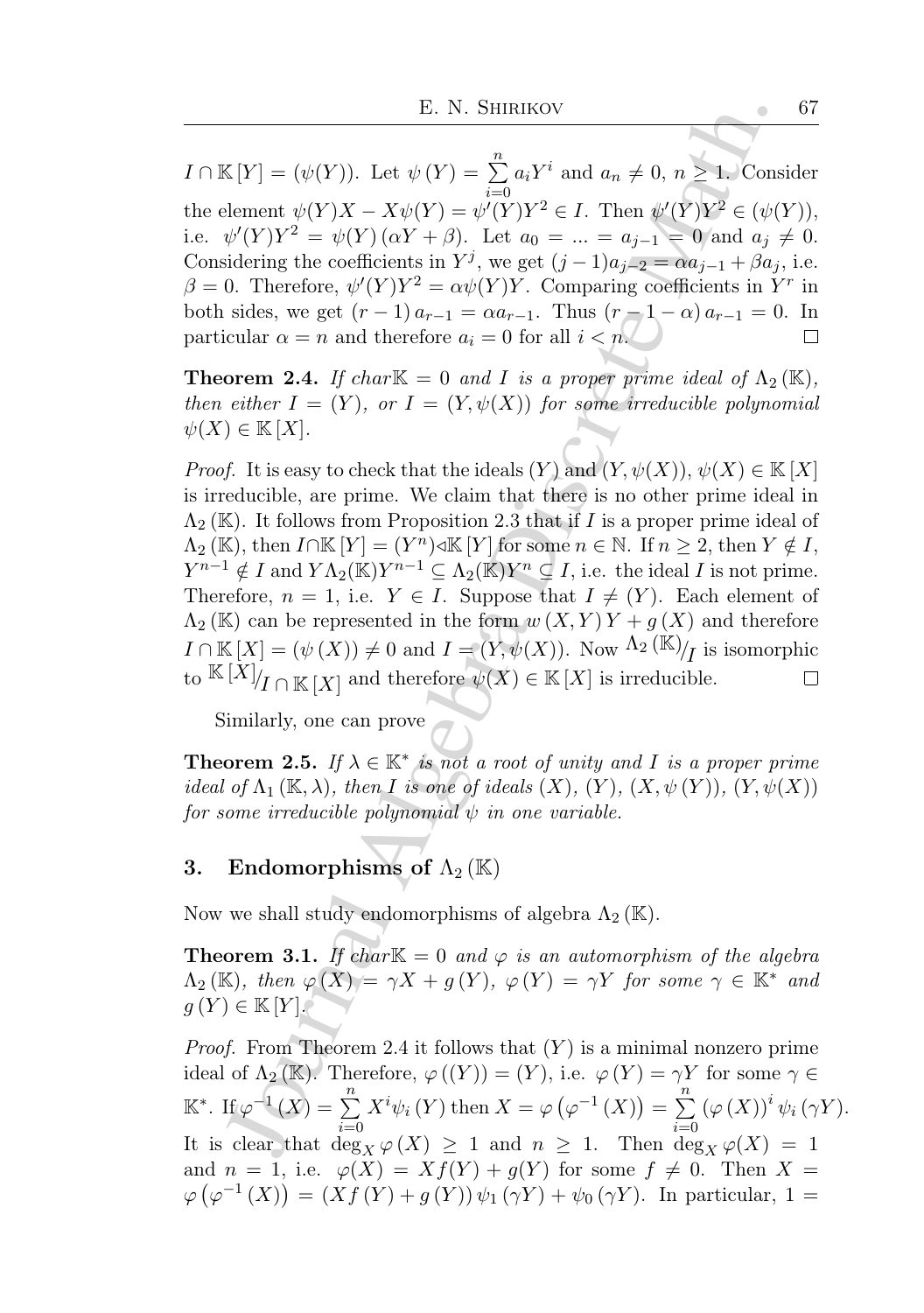$I \cap \mathbb{K}[Y] = (\psi(Y))$. Let $\psi(Y) = \sum_{i=0}^{n} a_i Y^i$ and $a_n \neq 0$, $n \geq 1$. Consider the element $\psi(Y)X - X\psi(Y) = \psi'(Y)Y^2 \in I$. Then $\psi'(Y)Y^2 \in (\psi(Y))$, i.e. $\psi'(Y)Y^2 = \psi(Y)(\alpha Y + \beta)$. Let $a_0 = \ldots = a_{j-1} = 0$ and $a_j \neq 0$. Considering the coefficients in $Y^j$, we get $(j-1)a_{j-2} = \alpha a_{j-1} + \beta a_j$, i.e. $\beta = 0$. Therefore, $\psi'(Y)Y^2 = \alpha\psi(Y)Y$. Comparing coefficients in $Y^r$ in both sides, we get $(r-1)a_{r-1} = \alpha a_{r-1}$. Thus $(r-1-\alpha)a_{r-1} = 0$. In particular $\alpha = n$ and therefore $a_i = 0$ for all $i < n$. □

**Theorem 2.4.** *If* $char\mathbb{K} = 0$ *and* $I$ *is a proper prime ideal of* $\Lambda_2(\mathbb{K})$, *then either* $I = (Y)$, *or* $I = (Y, \psi(X))$ *for some irreducible polynomial* $\psi(X) \in \mathbb{K}[X]$.

*Proof.* It is easy to check that the ideals $(Y)$ and $(Y, \psi(X))$, $\psi(X) \in \mathbb{K}[X]$ is irreducible, are prime. We claim that there is no other prime ideal in $\Lambda_2(\mathbb{K})$. It follows from Proposition 2.3 that if $I$ is a proper prime ideal of $\Lambda_2(\mathbb{K})$, then $I \cap \mathbb{K}[Y] = (Y^n) \triangleleft \mathbb{K}[Y]$ for some $n \in \mathbb{N}$. If $n \geq 2$, then $Y \notin I$, $Y^{n-1} \notin I$ and $Y\Lambda_2(\mathbb{K})Y^{n-1} \subseteq \Lambda_2(\mathbb{K})Y^n \subseteq I$, i.e. the ideal $I$ is not prime. Therefore, $n = 1$, i.e. $Y \in I$. Suppose that $I \neq (Y)$. Each element of $\Lambda_2(\mathbb{K})$ can be represented in the form $w(X,Y)Y + g(X)$ and therefore $I \cap \mathbb{K}[X] = (\psi(X)) \neq 0$ and $I = (Y, \psi(X))$. Now $\Lambda_2(\mathbb{K})/_I$ is isomorphic to $\mathbb{K}[X]/_{I \cap \mathbb{K}[X]}$ and therefore $\psi(X) \in \mathbb{K}[X]$ is irreducible. □

Similarly, one can prove

**Theorem 2.5.** *If* $\lambda \in \mathbb{K}^*$ *is not a root of unity and* $I$ *is a proper prime ideal of* $\Lambda_1(\mathbb{K}, \lambda)$, *then* $I$ *is one of ideals* $(X)$, $(Y)$, $(X, \psi(Y))$, $(Y, \psi(X))$ *for some irreducible polynomial* $\psi$ *in one variable.*

## 3. Endomorphisms of $\Lambda_2(\mathbb{K})$

Now we shall study endomorphisms of algebra $\Lambda_2(\mathbb{K})$.

**Theorem 3.1.** *If* $char\mathbb{K} = 0$ *and* $\varphi$ *is an automorphism of the algebra* $\Lambda_2(\mathbb{K})$, *then* $\varphi(X) = \gamma X + g(Y)$, $\varphi(Y) = \gamma Y$ *for some* $\gamma \in \mathbb{K}^*$ *and* $g(Y) \in \mathbb{K}[Y]$.

*Proof.* From Theorem 2.4 it follows that $(Y)$ is a minimal nonzero prime ideal of $\Lambda_2(\mathbb{K})$. Therefore, $\varphi((Y)) = (Y)$, i.e. $\varphi(Y) = \gamma Y$ for some $\gamma \in \mathbb{K}^*$. If $\varphi^{-1}(X) = \sum_{i=0}^{n} X^i \psi_i(Y)$ then $X = \varphi(\varphi^{-1}(X)) = \sum_{i=0}^{n} (\varphi(X))^i \psi_i(\gamma Y)$. It is clear that $\deg_X \varphi(X) \geq 1$ and $n \geq 1$. Then $\deg_X \varphi(X) = 1$ and $n = 1$, i.e. $\varphi(X) = Xf(Y) + g(Y)$ for some $f \neq 0$. Then $X = \varphi(\varphi^{-1}(X)) = (Xf(Y) + g(Y))\psi_1(\gamma Y) + \psi_0(\gamma Y)$. In particular, $1 =$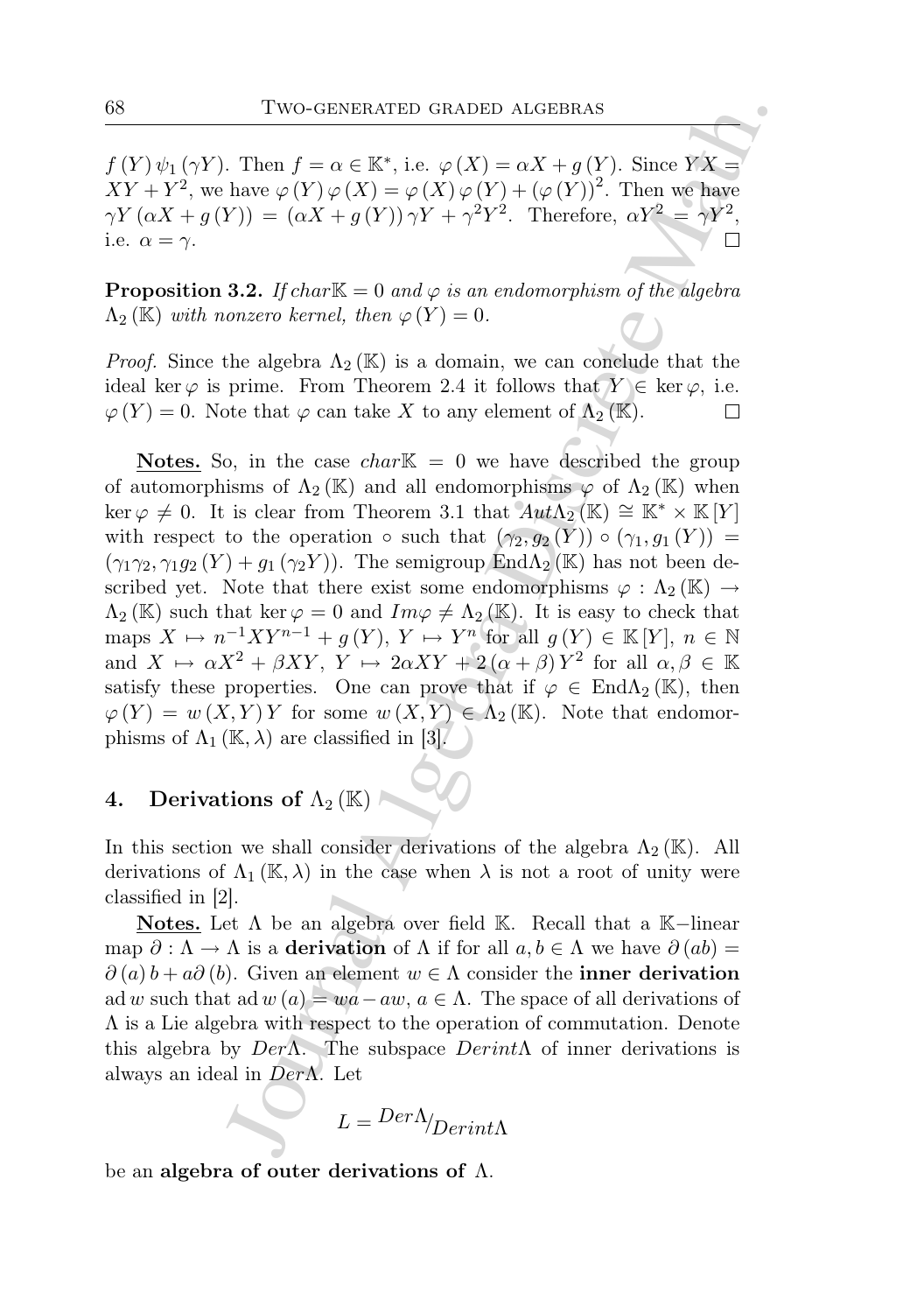$f(Y)\psi_1(\gamma Y)$. Then $f = \alpha \in \mathbb{K}^*$, i.e. $\varphi(X) = \alpha X + g(Y)$. Since $YX = XY + Y^2$, we have $\varphi(Y)\varphi(X) = \varphi(X)\varphi(Y) + (\varphi(Y))^2$. Then we have $\gamma Y(\alpha X + g(Y)) = (\alpha X + g(Y))\gamma Y + \gamma^2 Y^2$. Therefore, $\alpha Y^2 = \gamma Y^2$, i.e. $\alpha = \gamma$. □

**Proposition 3.2.** *If $char\mathbb{K} = 0$ and $\varphi$ is an endomorphism of the algebra $\Lambda_2(\mathbb{K})$ with nonzero kernel, then $\varphi(Y) = 0$.*

*Proof.* Since the algebra $\Lambda_2(\mathbb{K})$ is a domain, we can conclude that the ideal $\ker\varphi$ is prime. From Theorem 2.4 it follows that $Y \in \ker\varphi$, i.e. $\varphi(Y) = 0$. Note that $\varphi$ can take $X$ to any element of $\Lambda_2(\mathbb{K})$. □

**Notes.** So, in the case $char\mathbb{K} = 0$ we have described the group of automorphisms of $\Lambda_2(\mathbb{K})$ and all endomorphisms $\varphi$ of $\Lambda_2(\mathbb{K})$ when $\ker\varphi \neq 0$. It is clear from Theorem 3.1 that $Aut\Lambda_2(\mathbb{K}) \cong \mathbb{K}^* \times \mathbb{K}[Y]$ with respect to the operation $\circ$ such that $(\gamma_2, g_2(Y)) \circ (\gamma_1, g_1(Y)) = (\gamma_1\gamma_2, \gamma_1 g_2(Y) + g_1(\gamma_2 Y))$. The semigroup $\mathrm{End}\Lambda_2(\mathbb{K})$ has not been described yet. Note that there exist some endomorphisms $\varphi : \Lambda_2(\mathbb{K}) \to \Lambda_2(\mathbb{K})$ such that $\ker\varphi = 0$ and $Im\varphi \neq \Lambda_2(\mathbb{K})$. It is easy to check that maps $X \mapsto n^{-1}XY^{n-1} + g(Y)$, $Y \mapsto Y^n$ for all $g(Y) \in \mathbb{K}[Y]$, $n \in \mathbb{N}$ and $X \mapsto \alpha X^2 + \beta XY$, $Y \mapsto 2\alpha XY + 2(\alpha + \beta)Y^2$ for all $\alpha, \beta \in \mathbb{K}$ satisfy these properties. One can prove that if $\varphi \in \mathrm{End}\Lambda_2(\mathbb{K})$, then $\varphi(Y) = w(X,Y)Y$ for some $w(X,Y) \in \Lambda_2(\mathbb{K})$. Note that endomorphisms of $\Lambda_1(\mathbb{K}, \lambda)$ are classified in [3].

## 4. Derivations of $\Lambda_2(\mathbb{K})$

In this section we shall consider derivations of the algebra $\Lambda_2(\mathbb{K})$. All derivations of $\Lambda_1(\mathbb{K}, \lambda)$ in the case when $\lambda$ is not a root of unity were classified in [2].

**Notes.** Let $\Lambda$ be an algebra over field $\mathbb{K}$. Recall that a $\mathbb{K}-$linear map $\partial : \Lambda \to \Lambda$ is a **derivation** of $\Lambda$ if for all $a, b \in \Lambda$ we have $\partial(ab) = \partial(a)b + a\partial(b)$. Given an element $w \in \Lambda$ consider the **inner derivation** $\mathrm{ad}\, w$ such that $\mathrm{ad}\, w(a) = wa - aw$, $a \in \Lambda$. The space of all derivations of $\Lambda$ is a Lie algebra with respect to the operation of commutation. Denote this algebra by $Der\Lambda$. The subspace $Derint\Lambda$ of inner derivations is always an ideal in $Der\Lambda$. Let

$$L = {}^{Der\Lambda}/_{Derint\Lambda}$$

be an **algebra of outer derivations of** $\Lambda$.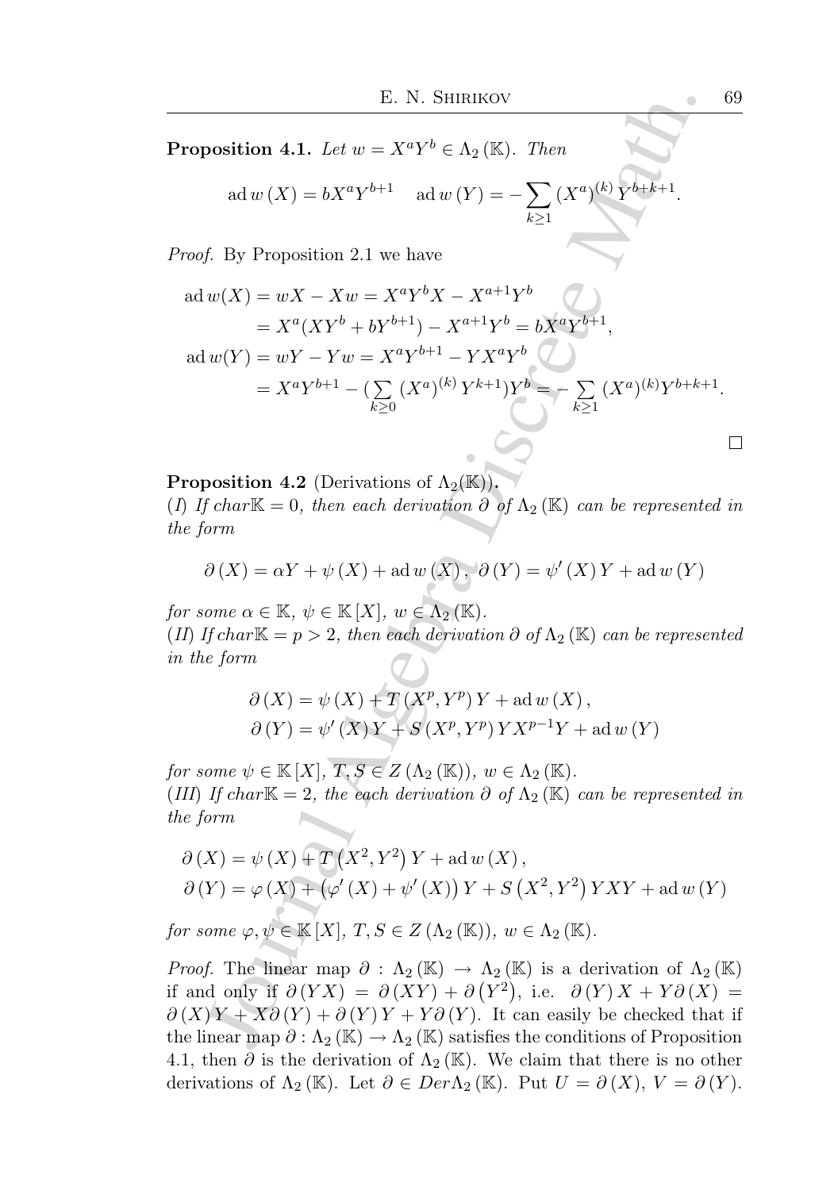**Proposition 4.1.** *Let $w = X^aY^b \in \Lambda_2(\mathbb{K})$. Then*

$$\operatorname{ad} w\,(X) = bX^aY^{b+1} \quad \operatorname{ad} w\,(Y) = -\sum_{k\geq 1} (X^a)^{(k)}\, Y^{b+k+1}.$$

*Proof.* By Proposition 2.1 we have

$$\begin{aligned}
\operatorname{ad} w(X) &= wX - Xw = X^aY^bX - X^{a+1}Y^b \\
&= X^a(XY^b + bY^{b+1}) - X^{a+1}Y^b = bX^aY^{b+1}, \\
\operatorname{ad} w(Y) &= wY - Yw = X^aY^{b+1} - YX^aY^b \\
&= X^aY^{b+1} - (\sum_{k\geq 0} (X^a)^{(k)}\, Y^{k+1})Y^b = -\sum_{k\geq 1} (X^a)^{(k)} Y^{b+k+1}.
\end{aligned}$$

□

**Proposition 4.2** (Derivations of $\Lambda_2(\mathbb{K})$).
(*I*) *If char$\mathbb{K} = 0$, then each derivation $\partial$ of $\Lambda_2(\mathbb{K})$ can be represented in the form*

$$\partial\,(X) = \alpha Y + \psi\,(X) + \operatorname{ad} w\,(X)\,,\ \partial\,(Y) = \psi'\,(X)\,Y + \operatorname{ad} w\,(Y)$$

*for some $\alpha \in \mathbb{K}$, $\psi \in \mathbb{K}[X]$, $w \in \Lambda_2(\mathbb{K})$.*
(*II*) *If char$\mathbb{K} = p > 2$, then each derivation $\partial$ of $\Lambda_2(\mathbb{K})$ can be represented in the form*

$$\begin{aligned}
\partial\,(X) &= \psi\,(X) + T\,(X^p, Y^p)\,Y + \operatorname{ad} w\,(X)\,, \\
\partial\,(Y) &= \psi'\,(X)\,Y + S\,(X^p, Y^p)\,YX^{p-1}Y + \operatorname{ad} w\,(Y)
\end{aligned}$$

*for some $\psi \in \mathbb{K}[X]$, $T, S \in Z\,(\Lambda_2(\mathbb{K}))$, $w \in \Lambda_2(\mathbb{K})$.*
(*III*) *If char$\mathbb{K} = 2$, the each derivation $\partial$ of $\Lambda_2(\mathbb{K})$ can be represented in the form*

$$\begin{aligned}
\partial\,(X) &= \psi\,(X) + T\left(X^2, Y^2\right)Y + \operatorname{ad} w\,(X)\,, \\
\partial\,(Y) &= \varphi\,(X) + \left(\varphi'\,(X) + \psi'\,(X)\right)Y + S\left(X^2, Y^2\right)YXY + \operatorname{ad} w\,(Y)
\end{aligned}$$

*for some $\varphi, \psi \in \mathbb{K}[X]$, $T, S \in Z\,(\Lambda_2(\mathbb{K}))$, $w \in \Lambda_2(\mathbb{K})$.*

*Proof.* The linear map $\partial : \Lambda_2(\mathbb{K}) \to \Lambda_2(\mathbb{K})$ is a derivation of $\Lambda_2(\mathbb{K})$ if and only if $\partial\,(YX) = \partial\,(XY) + \partial\left(Y^2\right)$, i.e. $\partial\,(Y)\,X + Y\partial\,(X) = \partial\,(X)\,Y + X\partial\,(Y) + \partial\,(Y)\,Y + Y\partial\,(Y)$. It can easily be checked that if the linear map $\partial : \Lambda_2(\mathbb{K}) \to \Lambda_2(\mathbb{K})$ satisfies the conditions of Proposition 4.1, then $\partial$ is the derivation of $\Lambda_2(\mathbb{K})$. We claim that there is no other derivations of $\Lambda_2(\mathbb{K})$. Let $\partial \in Der\Lambda_2(\mathbb{K})$. Put $U = \partial\,(X)$, $V = \partial\,(Y)$.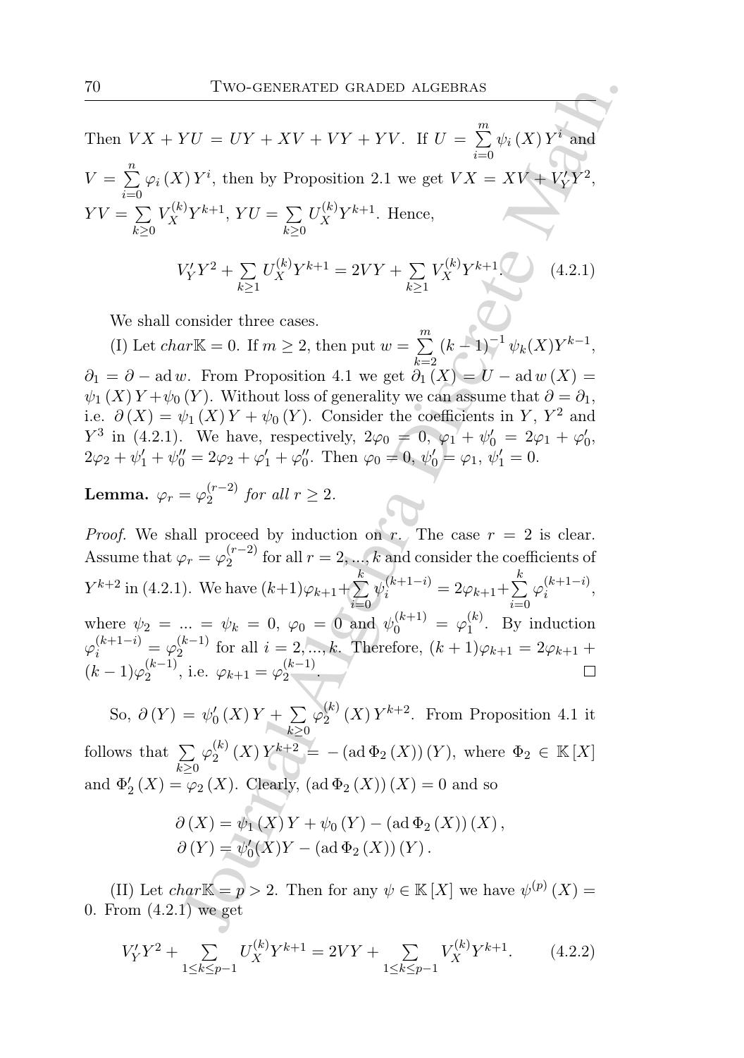Then $VX + YU = UY + XV + VY + YV$. If $U = \sum_{i=0}^{m} \psi_i(X) Y^i$ and $V = \sum_{i=0}^{n} \varphi_i(X) Y^i$, then by Proposition 2.1 we get $VX = XV + V_Y' Y^2$, $YV = \sum_{k\geq 0} V_X^{(k)} Y^{k+1}$, $YU = \sum_{k\geq 0} U_X^{(k)} Y^{k+1}$. Hence,

$$V_Y' Y^2 + \sum_{k\geq 1} U_X^{(k)} Y^{k+1} = 2VY + \sum_{k\geq 1} V_X^{(k)} Y^{k+1}. \tag{4.2.1}$$

We shall consider three cases.

(I) Let $char\mathbb{K} = 0$. If $m \geq 2$, then put $w = \sum_{k=2}^{m} (k-1)^{-1} \psi_k(X) Y^{k-1}$, $\partial_1 = \partial - \operatorname{ad} w$. From Proposition 4.1 we get $\partial_1(X) = U - \operatorname{ad} w(X) = \psi_1(X) Y + \psi_0(Y)$. Without loss of generality we can assume that $\partial = \partial_1$, i.e. $\partial(X) = \psi_1(X) Y + \psi_0(Y)$. Consider the coefficients in $Y$, $Y^2$ and $Y^3$ in (4.2.1). We have, respectively, $2\varphi_0 = 0$, $\varphi_1 + \psi_0' = 2\varphi_1 + \varphi_0'$, $2\varphi_2 + \psi_1' + \psi_0'' = 2\varphi_2 + \varphi_1' + \varphi_0''$. Then $\varphi_0 = 0$, $\psi_0' = \varphi_1$, $\psi_1' = 0$.

**Lemma.** *$\varphi_r = \varphi_2^{(r-2)}$ for all $r \geq 2$.*

*Proof.* We shall proceed by induction on $r$. The case $r = 2$ is clear. Assume that $\varphi_r = \varphi_2^{(r-2)}$ for all $r = 2, ..., k$ and consider the coefficients of $Y^{k+2}$ in (4.2.1). We have $(k+1)\varphi_{k+1} + \sum_{i=0}^{k} \psi_i^{(k+1-i)} = 2\varphi_{k+1} + \sum_{i=0}^{k} \varphi_i^{(k+1-i)}$, where $\psi_2 = ... = \psi_k = 0$, $\varphi_0 = 0$ and $\psi_0^{(k+1)} = \varphi_1^{(k)}$. By induction $\varphi_i^{(k+1-i)} = \varphi_2^{(k-1)}$ for all $i = 2, ..., k$. Therefore, $(k+1)\varphi_{k+1} = 2\varphi_{k+1} + (k-1)\varphi_2^{(k-1)}$, i.e. $\varphi_{k+1} = \varphi_2^{(k-1)}$. $\square$

So, $\partial(Y) = \psi_0'(X) Y + \sum_{k\geq 0} \varphi_2^{(k)}(X) Y^{k+2}$. From Proposition 4.1 it follows that $\sum_{k\geq 0} \varphi_2^{(k)}(X) Y^{k+2} = -(\operatorname{ad} \Phi_2(X))(Y)$, where $\Phi_2 \in \mathbb{K}[X]$ and $\Phi_2'(X) = \varphi_2(X)$. Clearly, $(\operatorname{ad} \Phi_2(X))(X) = 0$ and so

$$\begin{aligned} \partial(X) &= \psi_1(X) Y + \psi_0(Y) - (\operatorname{ad} \Phi_2(X))(X), \\ \partial(Y) &= \psi_0'(X) Y - (\operatorname{ad} \Phi_2(X))(Y). \end{aligned}$$

(II) Let $char\mathbb{K} = p > 2$. Then for any $\psi \in \mathbb{K}[X]$ we have $\psi^{(p)}(X) = 0$. From (4.2.1) we get

$$V_Y' Y^2 + \sum_{1\leq k\leq p-1} U_X^{(k)} Y^{k+1} = 2VY + \sum_{1\leq k\leq p-1} V_X^{(k)} Y^{k+1}. \tag{4.2.2}$$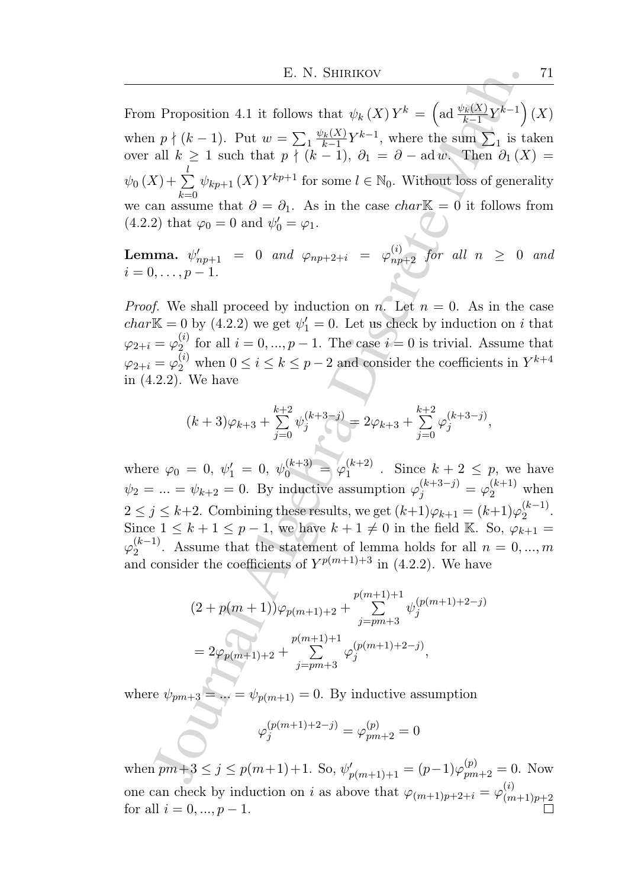From Proposition 4.1 it follows that $\psi_k(X)Y^k = \left(\operatorname{ad}\frac{\psi_k(X)}{k-1}Y^{k-1}\right)(X)$ when $p \nmid (k-1)$. Put $w = \sum_1 \frac{\psi_k(X)}{k-1}Y^{k-1}$, where the sum $\sum_1$ is taken over all $k \geq 1$ such that $p \nmid (k-1)$, $\partial_1 = \partial - \operatorname{ad} w$. Then $\partial_1(X) = \psi_0(X) + \sum_{k=0}^{l} \psi_{kp+1}(X)Y^{kp+1}$ for some $l \in \mathbb{N}_0$. Without loss of generality we can assume that $\partial = \partial_1$. As in the case $char\mathbb{K} = 0$ it follows from (4.2.2) that $\varphi_0 = 0$ and $\psi_0' = \varphi_1$.

**Lemma.** *$\psi'_{np+1} = 0$ and $\varphi_{np+2+i} = \varphi^{(i)}_{np+2}$ for all $n \geq 0$ and $i = 0, \ldots, p-1$.*

*Proof.* We shall proceed by induction on $n$. Let $n = 0$. As in the case $char\mathbb{K} = 0$ by (4.2.2) we get $\psi'_1 = 0$. Let us check by induction on $i$ that $\varphi_{2+i} = \varphi_2^{(i)}$ for all $i = 0, ..., p-1$. The case $i = 0$ is trivial. Assume that $\varphi_{2+i} = \varphi_2^{(i)}$ when $0 \leq i \leq k \leq p-2$ and consider the coefficients in $Y^{k+4}$ in (4.2.2). We have

$$(k+3)\varphi_{k+3} + \sum_{j=0}^{k+2} \psi_j^{(k+3-j)} = 2\varphi_{k+3} + \sum_{j=0}^{k+2} \varphi_j^{(k+3-j)},$$

where $\varphi_0 = 0$, $\psi'_1 = 0$, $\psi_0^{(k+3)} = \varphi_1^{(k+2)}$ . Since $k+2 \leq p$, we have $\psi_2 = ... = \psi_{k+2} = 0$. By inductive assumption $\varphi_j^{(k+3-j)} = \varphi_2^{(k+1)}$ when $2 \leq j \leq k+2$. Combining these results, we get $(k+1)\varphi_{k+1} = (k+1)\varphi_2^{(k-1)}$. Since $1 \leq k+1 \leq p-1$, we have $k+1 \neq 0$ in the field $\mathbb{K}$. So, $\varphi_{k+1} = \varphi_2^{(k-1)}$. Assume that the statement of lemma holds for all $n = 0, ..., m$ and consider the coefficients of $Y^{p(m+1)+3}$ in (4.2.2). We have

$$\begin{aligned}
&(2+p(m+1))\varphi_{p(m+1)+2} + \sum_{j=pm+3}^{p(m+1)+1} \psi_j^{(p(m+1)+2-j)} \\
&= 2\varphi_{p(m+1)+2} + \sum_{j=pm+3}^{p(m+1)+1} \varphi_j^{(p(m+1)+2-j)},
\end{aligned}$$

where $\psi_{pm+3} = ... = \psi_{p(m+1)} = 0$. By inductive assumption

$$\varphi_j^{(p(m+1)+2-j)} = \varphi_{pm+2}^{(p)} = 0$$

when $pm+3 \leq j \leq p(m+1)+1$. So, $\psi'_{p(m+1)+1} = (p-1)\varphi^{(p)}_{pm+2} = 0$. Now one can check by induction on $i$ as above that $\varphi_{(m+1)p+2+i} = \varphi^{(i)}_{(m+1)p+2}$ for all $i = 0, ..., p-1$. □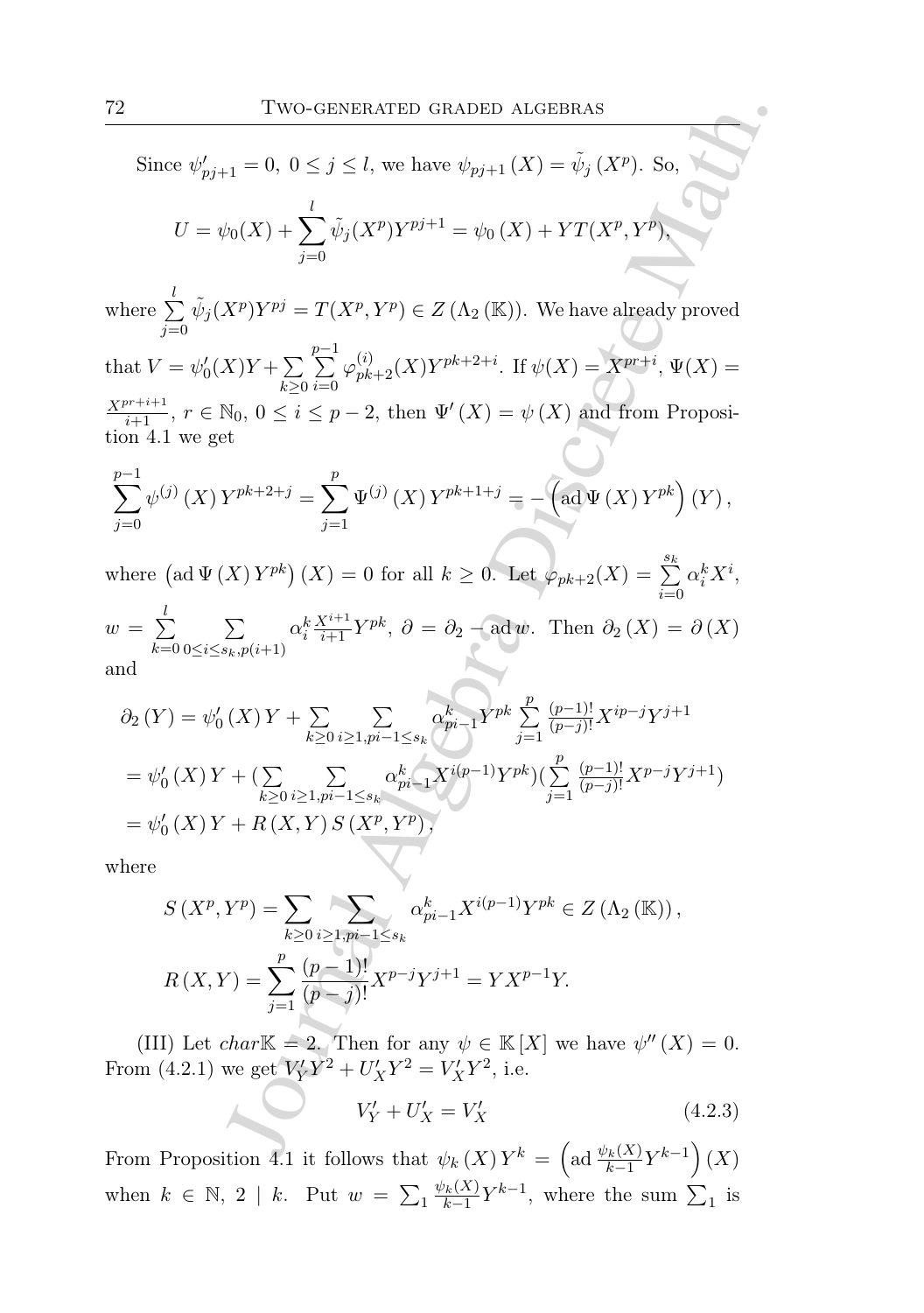Since $\psi'_{pj+1} = 0$, $0 \leq j \leq l$, we have $\psi_{pj+1}(X) = \tilde{\psi}_j(X^p)$. So,

$$U = \psi_0(X) + \sum_{j=0}^{l} \tilde{\psi}_j(X^p) Y^{pj+1} = \psi_0(X) + YT(X^p, Y^p),$$

where $\sum\limits_{j=0}^{l} \tilde{\psi}_j(X^p) Y^{pj} = T(X^p, Y^p) \in Z(\Lambda_2(\mathbb{K}))$. We have already proved that $V = \psi'_0(X)Y + \sum\limits_{k\geq 0} \sum\limits_{i=0}^{p-1} \varphi^{(i)}_{pk+2}(X) Y^{pk+2+i}$. If $\psi(X) = X^{pr+i}$, $\Psi(X) = \frac{X^{pr+i+1}}{i+1}$, $r \in \mathbb{N}_0$, $0 \leq i \leq p-2$, then $\Psi'(X) = \psi(X)$ and from Proposition 4.1 we get

$$\sum_{j=0}^{p-1} \psi^{(j)}(X) Y^{pk+2+j} = \sum_{j=1}^{p} \Psi^{(j)}(X) Y^{pk+1+j} = -\left(\operatorname{ad} \Psi(X) Y^{pk}\right)(Y),$$

where $\left(\operatorname{ad} \Psi(X) Y^{pk}\right)(X) = 0$ for all $k \geq 0$. Let $\varphi_{pk+2}(X) = \sum\limits_{i=0}^{s_k} \alpha^k_i X^i$, $w = \sum\limits_{k=0}^{l} \sum\limits_{0 \leq i \leq s_k, p \nmid (i+1)} \alpha^k_i \frac{X^{i+1}}{i+1} Y^{pk}$, $\partial = \partial_2 - \operatorname{ad} w$. Then $\partial_2(X) = \partial(X)$ and

$$\begin{aligned}
\partial_2(Y) &= \psi'_0(X) Y + \sum_{k\geq 0} \sum_{i\geq 1, pi-1 \leq s_k} \alpha^k_{pi-1} Y^{pk} \sum_{j=1}^{p} \tfrac{(p-1)!}{(p-j)!} X^{ip-j} Y^{j+1} \\
&= \psi'_0(X) Y + \Big(\sum_{k\geq 0} \sum_{i\geq 1, pi-1 \leq s_k} \alpha^k_{pi-1} X^{i(p-1)} Y^{pk}\Big)\Big(\sum_{j=1}^{p} \tfrac{(p-1)!}{(p-j)!} X^{p-j} Y^{j+1}\Big) \\
&= \psi'_0(X) Y + R(X,Y) S(X^p, Y^p),
\end{aligned}$$

where

$$S(X^p, Y^p) = \sum_{k\geq 0} \sum_{i\geq 1, pi-1 \leq s_k} \alpha^k_{pi-1} X^{i(p-1)} Y^{pk} \in Z(\Lambda_2(\mathbb{K})),$$

$$R(X,Y) = \sum_{j=1}^{p} \frac{(p-1)!}{(p-j)!} X^{p-j} Y^{j+1} = Y X^{p-1} Y.$$

(III) Let $char \mathbb{K} = 2$. Then for any $\psi \in \mathbb{K}[X]$ we have $\psi''(X) = 0$. From (4.2.1) we get $V'_Y Y^2 + U'_X Y^2 = V'_X Y^2$, i.e.

$$V'_Y + U'_X = V'_X \tag{4.2.3}$$

From Proposition 4.1 it follows that $\psi_k(X) Y^k = \left(\operatorname{ad} \frac{\psi_k(X)}{k-1} Y^{k-1}\right)(X)$ when $k \in \mathbb{N}$, $2 \mid k$. Put $w = \sum_1 \frac{\psi_k(X)}{k-1} Y^{k-1}$, where the sum $\sum_1$ is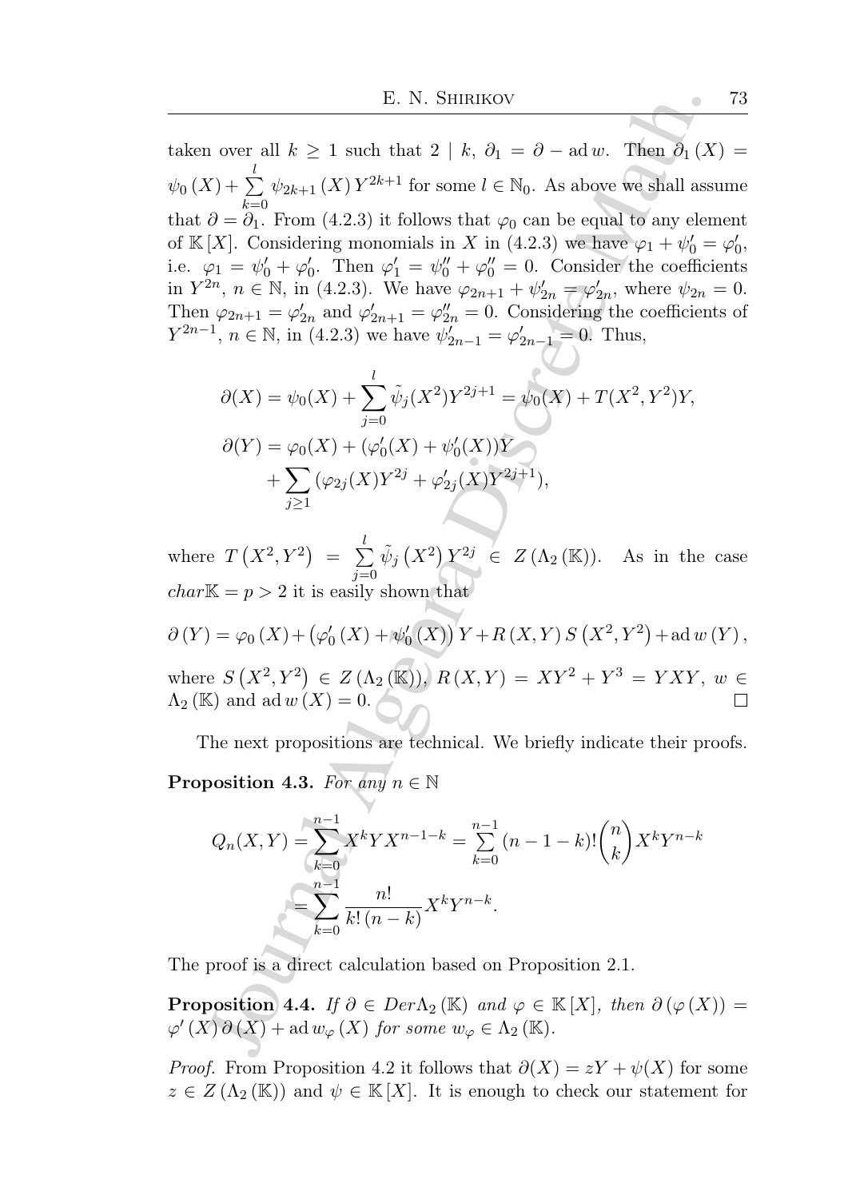taken over all $k \geq 1$ such that $2 \mid k$, $\partial_1 = \partial - \operatorname{ad} w$. Then $\partial_1(X) = \psi_0(X) + \sum_{k=0}^{l} \psi_{2k+1}(X) Y^{2k+1}$ for some $l \in \mathbb{N}_0$. As above we shall assume that $\partial = \partial_1$. From (4.2.3) it follows that $\varphi_0$ can be equal to any element of $\mathbb{K}[X]$. Considering monomials in $X$ in (4.2.3) we have $\varphi_1 + \psi_0' = \varphi_0'$, i.e. $\varphi_1 = \psi_0' + \varphi_0'$. Then $\varphi_1' = \psi_0'' + \varphi_0'' = 0$. Consider the coefficients in $Y^{2n}$, $n \in \mathbb{N}$, in (4.2.3). We have $\varphi_{2n+1} + \psi_{2n}' = \varphi_{2n}'$, where $\psi_{2n} = 0$. Then $\varphi_{2n+1} = \varphi_{2n}'$ and $\varphi_{2n+1}' = \varphi_{2n}'' = 0$. Considering the coefficients of $Y^{2n-1}$, $n \in \mathbb{N}$, in (4.2.3) we have $\psi_{2n-1}' = \varphi_{2n-1}' = 0$. Thus,

$$
\begin{aligned}
\partial(X) &= \psi_0(X) + \sum_{j=0}^{l} \tilde{\psi}_j(X^2) Y^{2j+1} = \psi_0(X) + T(X^2, Y^2)Y, \\
\partial(Y) &= \varphi_0(X) + (\varphi_0'(X) + \psi_0'(X))Y \\
&\quad + \sum_{j \geq 1} (\varphi_{2j}(X) Y^{2j} + \varphi_{2j}'(X) Y^{2j+1}),
\end{aligned}
$$

where $T(X^2, Y^2) = \sum_{j=0}^{l} \tilde{\psi}_j(X^2) Y^{2j} \in Z(\Lambda_2(\mathbb{K}))$. As in the case $char \mathbb{K} = p > 2$ it is easily shown that

$$
\partial(Y) = \varphi_0(X) + (\varphi_0'(X) + \psi_0'(X))Y + R(X,Y) S(X^2, Y^2) + \operatorname{ad} w(Y),
$$

where $S(X^2, Y^2) \in Z(\Lambda_2(\mathbb{K}))$, $R(X,Y) = XY^2 + Y^3 = YXY$, $w \in \Lambda_2(\mathbb{K})$ and $\operatorname{ad} w(X) = 0$. $\square$

The next propositions are technical. We briefly indicate their proofs.

**Proposition 4.3.** *For any $n \in \mathbb{N}$*

$$
\begin{aligned}
Q_n(X,Y) &= \sum_{k=0}^{n-1} X^k Y X^{n-1-k} = \sum_{k=0}^{n-1} (n-1-k)! \binom{n}{k} X^k Y^{n-k} \\
&= \sum_{k=0}^{n-1} \frac{n!}{k!\,(n-k)} X^k Y^{n-k}.
\end{aligned}
$$

The proof is a direct calculation based on Proposition 2.1.

**Proposition 4.4.** *If $\partial \in Der \Lambda_2(\mathbb{K})$ and $\varphi \in \mathbb{K}[X]$, then $\partial(\varphi(X)) = \varphi'(X)\partial(X) + \operatorname{ad} w_\varphi(X)$ for some $w_\varphi \in \Lambda_2(\mathbb{K})$.*

*Proof.* From Proposition 4.2 it follows that $\partial(X) = zY + \psi(X)$ for some $z \in Z(\Lambda_2(\mathbb{K}))$ and $\psi \in \mathbb{K}[X]$. It is enough to check our statement for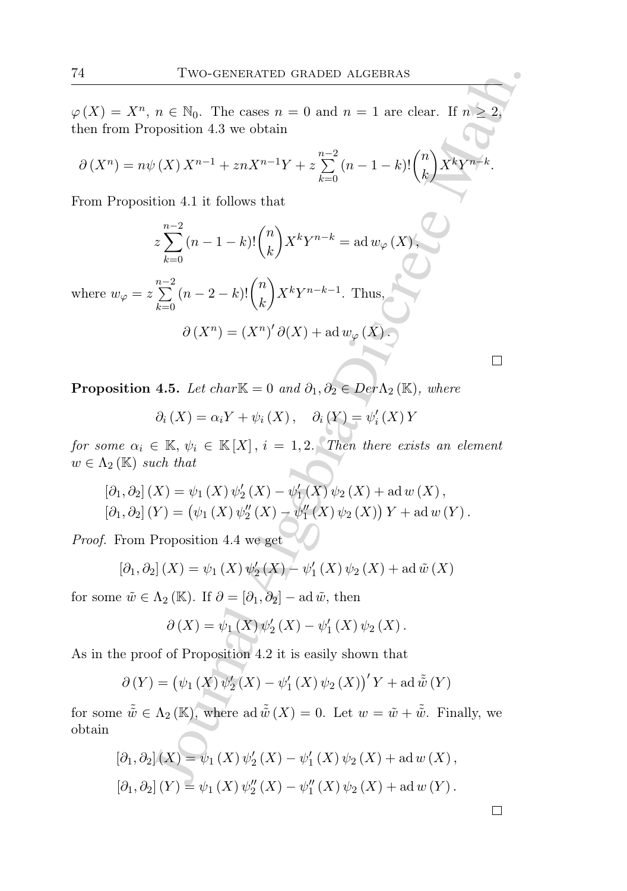$\varphi(X) = X^n$, $n \in \mathbb{N}_0$. The cases $n = 0$ and $n = 1$ are clear. If $n \geq 2$, then from Proposition 4.3 we obtain

$$\partial(X^n) = n\psi(X)X^{n-1} + znX^{n-1}Y + z\sum_{k=0}^{n-2}(n-1-k)!\binom{n}{k}X^kY^{n-k}.$$

From Proposition 4.1 it follows that

$$z\sum_{k=0}^{n-2}(n-1-k)!\binom{n}{k}X^kY^{n-k} = \operatorname{ad} w_\varphi(X),$$

where $w_\varphi = z\sum_{k=0}^{n-2}(n-2-k)!\binom{n}{k}X^kY^{n-k-1}$. Thus,

$$\partial(X^n) = (X^n)'\,\partial(X) + \operatorname{ad} w_\varphi(X).$$

□

**Proposition 4.5.** *Let* $char\mathbb{K} = 0$ *and* $\partial_1, \partial_2 \in Der\Lambda_2(\mathbb{K})$*, where*

$$\partial_i(X) = \alpha_i Y + \psi_i(X), \quad \partial_i(Y) = \psi_i'(X)Y$$

*for some* $\alpha_i \in \mathbb{K}$, $\psi_i \in \mathbb{K}[X]$, $i = 1, 2$*. Then there exists an element* $w \in \Lambda_2(\mathbb{K})$ *such that*

$$[\partial_1, \partial_2](X) = \psi_1(X)\psi_2'(X) - \psi_1'(X)\psi_2(X) + \operatorname{ad} w(X),$$
$$[\partial_1, \partial_2](Y) = \left(\psi_1(X)\psi_2''(X) - \psi_1''(X)\psi_2(X)\right)Y + \operatorname{ad} w(Y).$$

*Proof.* From Proposition 4.4 we get

$$[\partial_1, \partial_2](X) = \psi_1(X)\psi_2'(X) - \psi_1'(X)\psi_2(X) + \operatorname{ad}\tilde{w}(X)$$

for some $\tilde{w} \in \Lambda_2(\mathbb{K})$. If $\partial = [\partial_1, \partial_2] - \operatorname{ad}\tilde{w}$, then

$$\partial(X) = \psi_1(X)\psi_2'(X) - \psi_1'(X)\psi_2(X).$$

As in the proof of Proposition 4.2 it is easily shown that

$$\partial(Y) = \left(\psi_1(X)\psi_2'(X) - \psi_1'(X)\psi_2(X)\right)'Y + \operatorname{ad}\tilde{\tilde{w}}(Y)$$

for some $\tilde{\tilde{w}} \in \Lambda_2(\mathbb{K})$, where $\operatorname{ad}\tilde{\tilde{w}}(X) = 0$. Let $w = \tilde{w} + \tilde{\tilde{w}}$. Finally, we obtain

$$[\partial_1, \partial_2](X) = \psi_1(X)\psi_2'(X) - \psi_1'(X)\psi_2(X) + \operatorname{ad} w(X),$$

$$[\partial_1, \partial_2](Y) = \psi_1(X)\psi_2''(X) - \psi_1''(X)\psi_2(X) + \operatorname{ad} w(Y).$$

□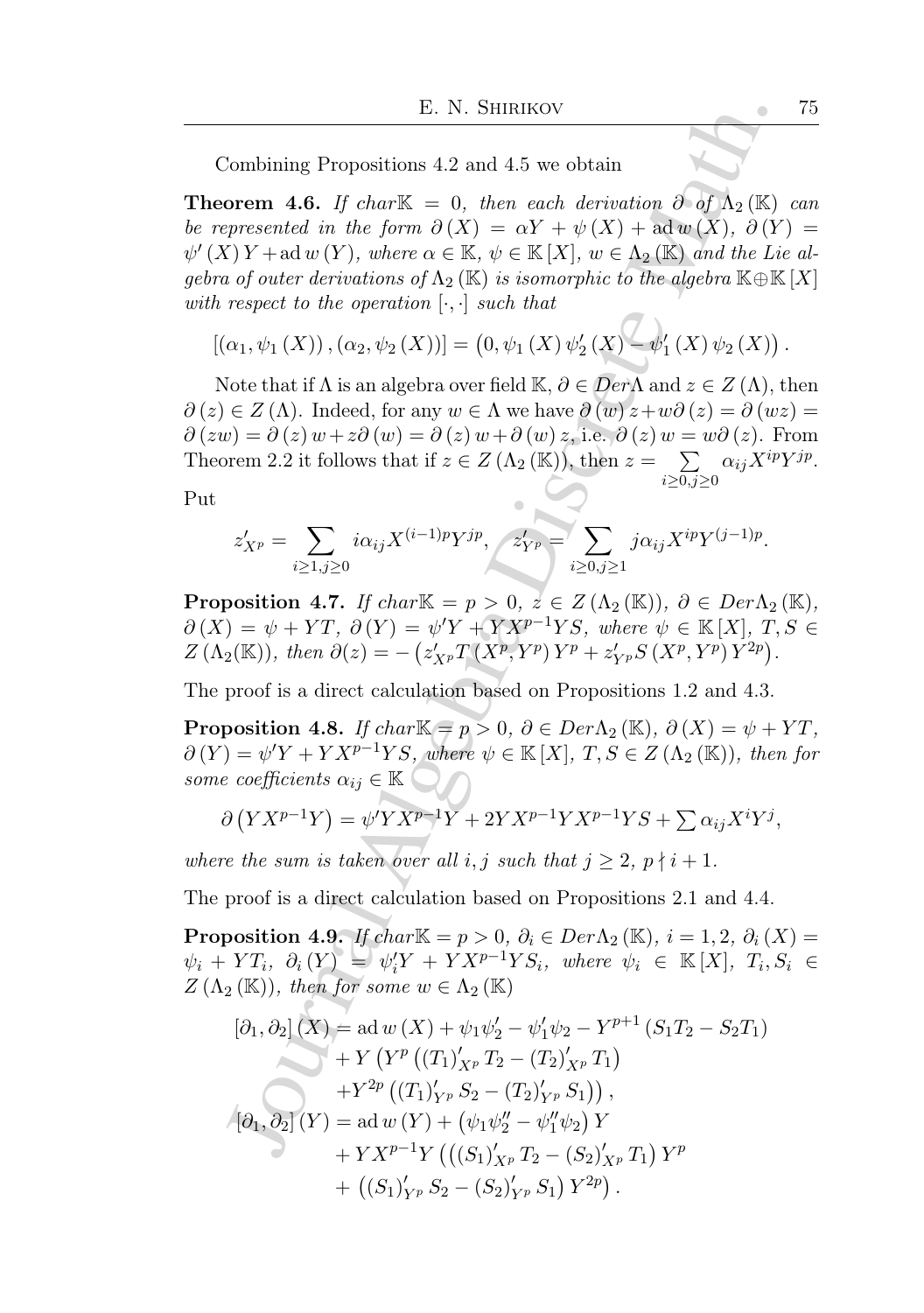Combining Propositions 4.2 and 4.5 we obtain

**Theorem 4.6.** *If* $char\mathbb{K} = 0$*, then each derivation* $\partial$ *of* $\Lambda_2(\mathbb{K})$ *can be represented in the form* $\partial(X) = \alpha Y + \psi(X) + \operatorname{ad} w(X)$*,* $\partial(Y) = \psi'(X) Y + \operatorname{ad} w(Y)$*, where* $\alpha \in \mathbb{K}$*,* $\psi \in \mathbb{K}[X]$*,* $w \in \Lambda_2(\mathbb{K})$ *and the Lie algebra of outer derivations of* $\Lambda_2(\mathbb{K})$ *is isomorphic to the algebra* $\mathbb{K} \oplus \mathbb{K}[X]$ *with respect to the operation* $[\cdot, \cdot]$ *such that*

$$[(\alpha_1, \psi_1(X)), (\alpha_2, \psi_2(X))] = (0, \psi_1(X)\psi_2'(X) - \psi_1'(X)\psi_2(X)).$$

Note that if $\Lambda$ is an algebra over field $\mathbb{K}$, $\partial \in Der\Lambda$ and $z \in Z(\Lambda)$, then $\partial(z) \in Z(\Lambda)$. Indeed, for any $w \in \Lambda$ we have $\partial(w) z + w\partial(z) = \partial(wz) = \partial(zw) = \partial(z) w + z\partial(w) = \partial(z) w + \partial(w) z$, i.e. $\partial(z) w = w\partial(z)$. From Theorem 2.2 it follows that if $z \in Z(\Lambda_2(\mathbb{K}))$, then $z = \sum\limits_{i \geq 0, j \geq 0} \alpha_{ij} X^{ip} Y^{jp}$.

Put

$$z'_{X^p} = \sum_{i \geq 1, j \geq 0} i\alpha_{ij} X^{(i-1)p} Y^{jp}, \quad z'_{Y^p} = \sum_{i \geq 0, j \geq 1} j\alpha_{ij} X^{ip} Y^{(j-1)p}.$$

**Proposition 4.7.** *If* $char\mathbb{K} = p > 0$*,* $z \in Z(\Lambda_2(\mathbb{K}))$*,* $\partial \in Der\Lambda_2(\mathbb{K})$*,* $\partial(X) = \psi + YT$*,* $\partial(Y) = \psi' Y + YX^{p-1}YS$*, where* $\psi \in \mathbb{K}[X]$*,* $T, S \in Z(\Lambda_2(\mathbb{K}))$*, then* $\partial(z) = -\left(z'_{X^p} T(X^p, Y^p) Y^p + z'_{Y^p} S(X^p, Y^p) Y^{2p}\right)$*.*

The proof is a direct calculation based on Propositions 1.2 and 4.3.

**Proposition 4.8.** *If* $char\mathbb{K} = p > 0$*,* $\partial \in Der\Lambda_2(\mathbb{K})$*,* $\partial(X) = \psi + YT$*,* $\partial(Y) = \psi' Y + YX^{p-1}YS$*, where* $\psi \in \mathbb{K}[X]$*,* $T, S \in Z(\Lambda_2(\mathbb{K}))$*, then for some coefficients* $\alpha_{ij} \in \mathbb{K}$

$$\partial\left(YX^{p-1}Y\right) = \psi' YX^{p-1}Y + 2YX^{p-1}YX^{p-1}YS + \sum \alpha_{ij} X^i Y^j,$$

*where the sum is taken over all* $i, j$ *such that* $j \geq 2$*,* $p \nmid i + 1$*.*

The proof is a direct calculation based on Propositions 2.1 and 4.4.

**Proposition 4.9.** *If* $char\mathbb{K} = p > 0$*,* $\partial_i \in Der\Lambda_2(\mathbb{K})$*,* $i = 1, 2$*,* $\partial_i(X) = \psi_i + YT_i$*,* $\partial_i(Y) = \psi_i' Y + YX^{p-1}YS_i$*, where* $\psi_i \in \mathbb{K}[X]$*,* $T_i, S_i \in Z(\Lambda_2(\mathbb{K}))$*, then for some* $w \in \Lambda_2(\mathbb{K})$

$$\begin{aligned}
[\partial_1, \partial_2](X) &= \operatorname{ad} w(X) + \psi_1\psi_2' - \psi_1'\psi_2 - Y^{p+1}(S_1T_2 - S_2T_1) \\
&\quad + Y\left(Y^p\left((T_1)'_{X^p} T_2 - (T_2)'_{X^p} T_1\right)\right. \\
&\quad \left.+ Y^{2p}\left((T_1)'_{Y^p} S_2 - (T_2)'_{Y^p} S_1\right)\right), \\
[\partial_1, \partial_2](Y) &= \operatorname{ad} w(Y) + \left(\psi_1\psi_2'' - \psi_1''\psi_2\right) Y \\
&\quad + YX^{p-1}Y\left(\left((S_1)'_{X^p} T_2 - (S_2)'_{X^p} T_1\right) Y^p\right. \\
&\quad \left.+ \left((S_1)'_{Y^p} S_2 - (S_2)'_{Y^p} S_1\right) Y^{2p}\right).
\end{aligned}$$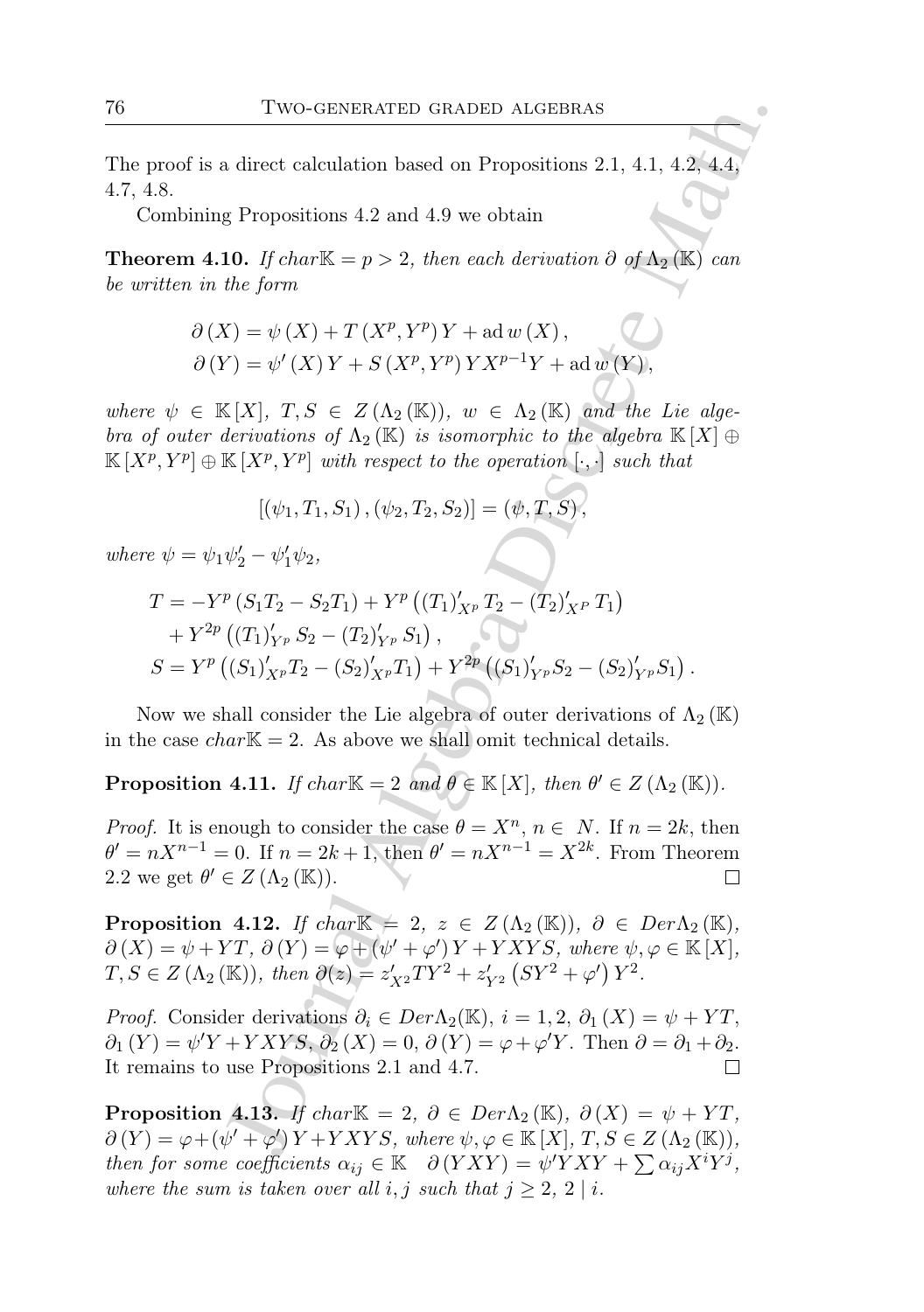The proof is a direct calculation based on Propositions 2.1, 4.1, 4.2, 4.4, 4.7, 4.8.

Combining Propositions 4.2 and 4.9 we obtain

**Theorem 4.10.** *If $char\mathbb{K} = p > 2$, then each derivation $\partial$ of $\Lambda_2(\mathbb{K})$ can be written in the form*

$$\partial(X) = \psi(X) + T(X^p, Y^p)Y + \operatorname{ad} w(X),$$
$$\partial(Y) = \psi'(X)Y + S(X^p, Y^p)YX^{p-1}Y + \operatorname{ad} w(Y),$$

*where $\psi \in \mathbb{K}[X]$, $T, S \in Z(\Lambda_2(\mathbb{K}))$, $w \in \Lambda_2(\mathbb{K})$ and the Lie algebra of outer derivations of $\Lambda_2(\mathbb{K})$ is isomorphic to the algebra $\mathbb{K}[X] \oplus \mathbb{K}[X^p, Y^p] \oplus \mathbb{K}[X^p, Y^p]$ with respect to the operation $[\cdot, \cdot]$ such that*

$$[(\psi_1, T_1, S_1), (\psi_2, T_2, S_2)] = (\psi, T, S),$$

*where $\psi = \psi_1\psi_2' - \psi_1'\psi_2$,*

$$\begin{aligned}
T &= -Y^p(S_1T_2 - S_2T_1) + Y^p\left((T_1)'_{X^p}T_2 - (T_2)'_{X^p}T_1\right)\\
&\quad + Y^{2p}\left((T_1)'_{Y^p}S_2 - (T_2)'_{Y^p}S_1\right),\\
S &= Y^p\left((S_1)'_{X^p}T_2 - (S_2)'_{X^p}T_1\right) + Y^{2p}\left((S_1)'_{Y^p}S_2 - (S_2)'_{Y^p}S_1\right).
\end{aligned}$$

Now we shall consider the Lie algebra of outer derivations of $\Lambda_2(\mathbb{K})$ in the case $char\mathbb{K} = 2$. As above we shall omit technical details.

**Proposition 4.11.** *If $char\mathbb{K} = 2$ and $\theta \in \mathbb{K}[X]$, then $\theta' \in Z(\Lambda_2(\mathbb{K}))$.*

*Proof.* It is enough to consider the case $\theta = X^n$, $n \in N$. If $n = 2k$, then $\theta' = nX^{n-1} = 0$. If $n = 2k+1$, then $\theta' = nX^{n-1} = X^{2k}$. From Theorem 2.2 we get $\theta' \in Z(\Lambda_2(\mathbb{K}))$. $\square$

**Proposition 4.12.** *If $char\mathbb{K} = 2$, $z \in Z(\Lambda_2(\mathbb{K}))$, $\partial \in Der\Lambda_2(\mathbb{K})$, $\partial(X) = \psi + YT$, $\partial(Y) = \varphi + (\psi' + \varphi')Y + YXYS$, where $\psi, \varphi \in \mathbb{K}[X]$, $T, S \in Z(\Lambda_2(\mathbb{K}))$, then $\partial(z) = z'_{X^2}TY^2 + z'_{Y^2}(SY^2 + \varphi')Y^2$.*

*Proof.* Consider derivations $\partial_i \in Der\Lambda_2(\mathbb{K})$, $i = 1, 2$, $\partial_1(X) = \psi + YT$, $\partial_1(Y) = \psi'Y + YXYS$, $\partial_2(X) = 0$, $\partial(Y) = \varphi + \varphi'Y$. Then $\partial = \partial_1 + \partial_2$. It remains to use Propositions 2.1 and 4.7. $\square$

**Proposition 4.13.** *If $char\mathbb{K} = 2$, $\partial \in Der\Lambda_2(\mathbb{K})$, $\partial(X) = \psi + YT$, $\partial(Y) = \varphi + (\psi' + \varphi')Y + YXYS$, where $\psi, \varphi \in \mathbb{K}[X]$, $T, S \in Z(\Lambda_2(\mathbb{K}))$, then for some coefficients $\alpha_{ij} \in \mathbb{K}$ $\quad \partial(YXY) = \psi'YXY + \sum \alpha_{ij}X^iY^j$, where the sum is taken over all $i, j$ such that $j \geq 2$, $2 \mid i$.*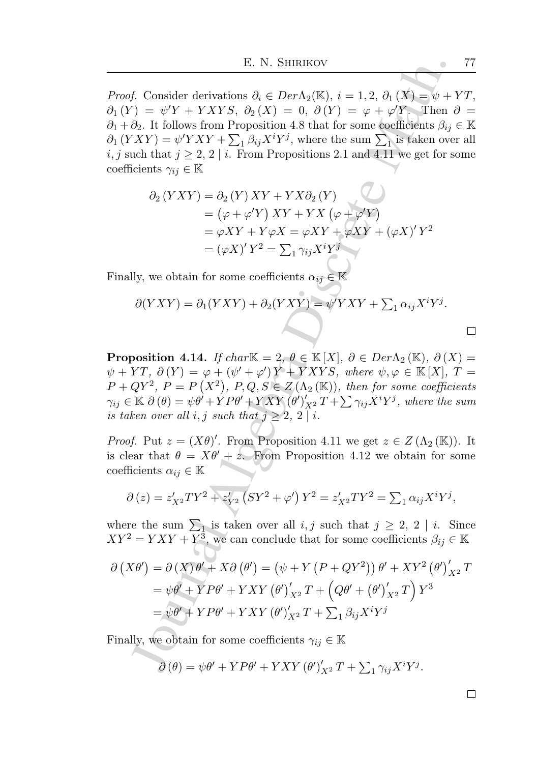*Proof.* Consider derivations $\partial_i \in Der\Lambda_2(\mathbb{K})$, $i = 1, 2$, $\partial_1(X) = \psi + YT$, $\partial_1(Y) = \psi' Y + YXYS$, $\partial_2(X) = 0$, $\partial(Y) = \varphi + \varphi' Y$. Then $\partial = \partial_1 + \partial_2$. It follows from Proposition 4.8 that for some coefficients $\beta_{ij} \in \mathbb{K}$ $\partial_1(YXY) = \psi' YXY + \sum_1 \beta_{ij} X^i Y^j$, where the sum $\sum_1$ is taken over all $i, j$ such that $j \geq 2$, $2 \mid i$. From Propositions 2.1 and 4.11 we get for some coefficients $\gamma_{ij} \in \mathbb{K}$

$$
\begin{aligned}
\partial_2(YXY) &= \partial_2(Y)XY + YX\partial_2(Y) \\
&= \left(\varphi + \varphi' Y\right)XY + YX\left(\varphi + \varphi' Y\right) \\
&= \varphi XY + Y\varphi X = \varphi XY + \varphi XY + (\varphi X)' Y^2 \\
&= (\varphi X)' Y^2 = \textstyle\sum_1 \gamma_{ij} X^i Y^j
\end{aligned}
$$

Finally, we obtain for some coefficients $\alpha_{ij} \in \mathbb{K}$

$$
\partial(YXY) = \partial_1(YXY) + \partial_2(YXY) = \psi' YXY + \textstyle\sum_1 \alpha_{ij} X^i Y^j.
$$

$\square$

**Proposition 4.14.** *If* $char\mathbb{K} = 2$, $\theta \in \mathbb{K}[X]$, $\partial \in Der\Lambda_2(\mathbb{K})$, $\partial(X) = \psi + YT$, $\partial(Y) = \varphi + (\psi' + \varphi')Y + YXYS$, *where* $\psi, \varphi \in \mathbb{K}[X]$, $T = P + QY^2$, $P = P\left(X^2\right)$, $P, Q, S \in Z\left(\Lambda_2(\mathbb{K})\right)$, *then for some coefficients* $\gamma_{ij} \in \mathbb{K}$ $\partial(\theta) = \psi\theta' + YP\theta' + YXY(\theta')'_{X^2} T + \sum \gamma_{ij} X^i Y^j$, *where the sum is taken over all* $i, j$ *such that* $j \geq 2$, $2 \mid i$.

*Proof.* Put $z = (X\theta)'$. From Proposition 4.11 we get $z \in Z\left(\Lambda_2(\mathbb{K})\right)$. It is clear that $\theta = X\theta' + z$. From Proposition 4.12 we obtain for some coefficients $\alpha_{ij} \in \mathbb{K}$

$$
\partial(z) = z'_{X^2} TY^2 + z'_{Y^2}\left(SY^2 + \varphi'\right)Y^2 = z'_{X^2} TY^2 = \textstyle\sum_1 \alpha_{ij} X^i Y^j,
$$

where the sum $\sum_1$ is taken over all $i, j$ such that $j \geq 2$, $2 \mid i$. Since $XY^2 = YXY + Y^3$, we can conclude that for some coefficients $\beta_{ij} \in \mathbb{K}$

$$
\begin{aligned}
\partial\left(X\theta'\right) &= \partial(X)\theta' + X\partial\left(\theta'\right) = \left(\psi + Y\left(P + QY^2\right)\right)\theta' + XY^2\left(\theta'\right)'_{X^2} T \\
&= \psi\theta' + YP\theta' + YXY\left(\theta'\right)'_{X^2} T + \left(Q\theta' + \left(\theta'\right)'_{X^2} T\right)Y^3 \\
&= \psi\theta' + YP\theta' + YXY\left(\theta'\right)'_{X^2} T + \textstyle\sum_1 \beta_{ij} X^i Y^j
\end{aligned}
$$

Finally, we obtain for some coefficients $\gamma_{ij} \in \mathbb{K}$

$$
\partial(\theta) = \psi\theta' + YP\theta' + YXY\left(\theta'\right)'_{X^2} T + \textstyle\sum_1 \gamma_{ij} X^i Y^j.
$$

$\square$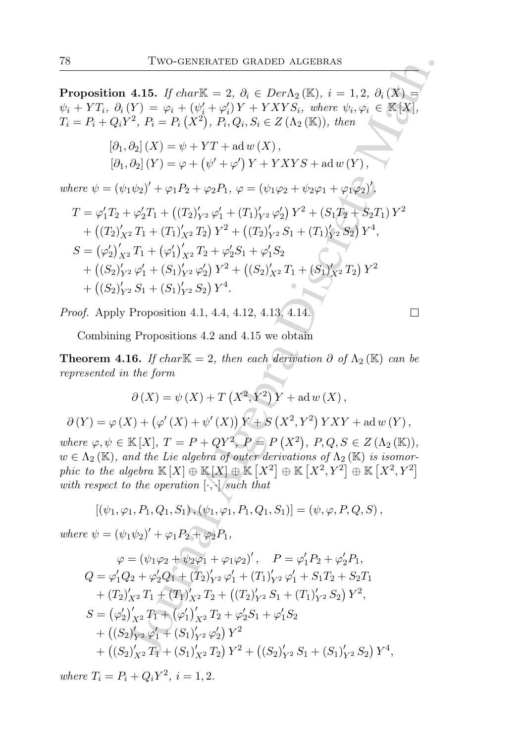**Proposition 4.15.** *If* $char\mathbb{K} = 2$, $\partial_i \in Der\Lambda_2(\mathbb{K})$, $i = 1, 2$, $\partial_i(X) = \psi_i + YT_i$, $\partial_i(Y) = \varphi_i + (\psi_i' + \varphi_i')Y + YXYS_i$, *where* $\psi_i, \varphi_i \in \mathbb{K}[X]$, $T_i = P_i + Q_iY^2$, $P_i = P_i(X^2)$, $P_i, Q_i, S_i \in Z(\Lambda_2(\mathbb{K}))$, *then*

$$[\partial_1, \partial_2](X) = \psi + YT + \operatorname{ad} w(X),$$
$$[\partial_1, \partial_2](Y) = \varphi + (\psi' + \varphi')Y + YXYS + \operatorname{ad} w(Y),$$

*where* $\psi = (\psi_1\psi_2)' + \varphi_1 P_2 + \varphi_2 P_1$, $\varphi = (\psi_1\varphi_2 + \psi_2\varphi_1 + \varphi_1\varphi_2)'$,

$$\begin{aligned} T &= \varphi_1' T_2 + \varphi_2' T_1 + \left((T_2)'_{Y^2}\varphi_1' + (T_1)'_{Y^2}\varphi_2'\right)Y^2 + (S_1T_2 + S_2T_1)Y^2 \\ &\quad + \left((T_2)'_{X^2}T_1 + (T_1)'_{X^2}T_2\right)Y^2 + \left((T_2)'_{Y^2}S_1 + (T_1)'_{Y^2}S_2\right)Y^4, \\ S &= (\varphi_2')'_{X^2}T_1 + (\varphi_1')'_{X^2}T_2 + \varphi_2' S_1 + \varphi_1' S_2 \\ &\quad + \left((S_2)'_{Y^2}\varphi_1' + (S_1)'_{Y^2}\varphi_2'\right)Y^2 + \left((S_2)'_{X^2}T_1 + (S_1)'_{X^2}T_2\right)Y^2 \\ &\quad + \left((S_2)'_{Y^2}S_1 + (S_1)'_{Y^2}S_2\right)Y^4. \end{aligned}$$

*Proof.* Apply Proposition 4.1, 4.4, 4.12, 4.13, 4.14. □

Combining Propositions 4.2 and 4.15 we obtain

**Theorem 4.16.** *If* $char\mathbb{K} = 2$, *then each derivation* $\partial$ *of* $\Lambda_2(\mathbb{K})$ *can be represented in the form*

$$\partial(X) = \psi(X) + T(X^2, Y^2)Y + \operatorname{ad} w(X),$$

$$\partial(Y) = \varphi(X) + (\varphi'(X) + \psi'(X))Y + S(X^2, Y^2)YXY + \operatorname{ad} w(Y),$$

*where* $\varphi, \psi \in \mathbb{K}[X]$, $T = P + QY^2$, $P = P(X^2)$, $P, Q, S \in Z(\Lambda_2(\mathbb{K}))$, $w \in \Lambda_2(\mathbb{K})$, *and the Lie algebra of outer derivations of* $\Lambda_2(\mathbb{K})$ *is isomorphic to the algebra* $\mathbb{K}[X] \oplus \mathbb{K}[X] \oplus \mathbb{K}[X^2] \oplus \mathbb{K}[X^2, Y^2] \oplus \mathbb{K}[X^2, Y^2]$ *with respect to the operation* $[\cdot, \cdot]$ *such that*

$$[(\psi_1, \varphi_1, P_1, Q_1, S_1), (\psi_1, \varphi_1, P_1, Q_1, S_1)] = (\psi, \varphi, P, Q, S),$$

*where* $\psi = (\psi_1\psi_2)' + \varphi_1 P_2 + \varphi_2 P_1$,

$$\begin{aligned} \varphi &= (\psi_1\varphi_2 + \psi_2\varphi_1 + \varphi_1\varphi_2)', \quad P = \varphi_1' P_2 + \varphi_2' P_1, \\ Q &= \varphi_1' Q_2 + \varphi_2' Q_1 + (T_2)'_{Y^2}\varphi_1' + (T_1)'_{Y^2}\varphi_1' + S_1T_2 + S_2T_1 \\ &\quad + (T_2)'_{X^2}T_1 + (T_1)'_{X^2}T_2 + \left((T_2)'_{Y^2}S_1 + (T_1)'_{Y^2}S_2\right)Y^2, \\ S &= (\varphi_2')'_{X^2}T_1 + (\varphi_1')'_{X^2}T_2 + \varphi_2' S_1 + \varphi_1' S_2 \\ &\quad + \left((S_2)'_{Y^2}\varphi_1' + (S_1)'_{Y^2}\varphi_2'\right)Y^2 \\ &\quad + \left((S_2)'_{X^2}T_1 + (S_1)'_{X^2}T_2\right)Y^2 + \left((S_2)'_{Y^2}S_1 + (S_1)'_{Y^2}S_2\right)Y^4, \end{aligned}$$

*where* $T_i = P_i + Q_iY^2$, $i = 1, 2$.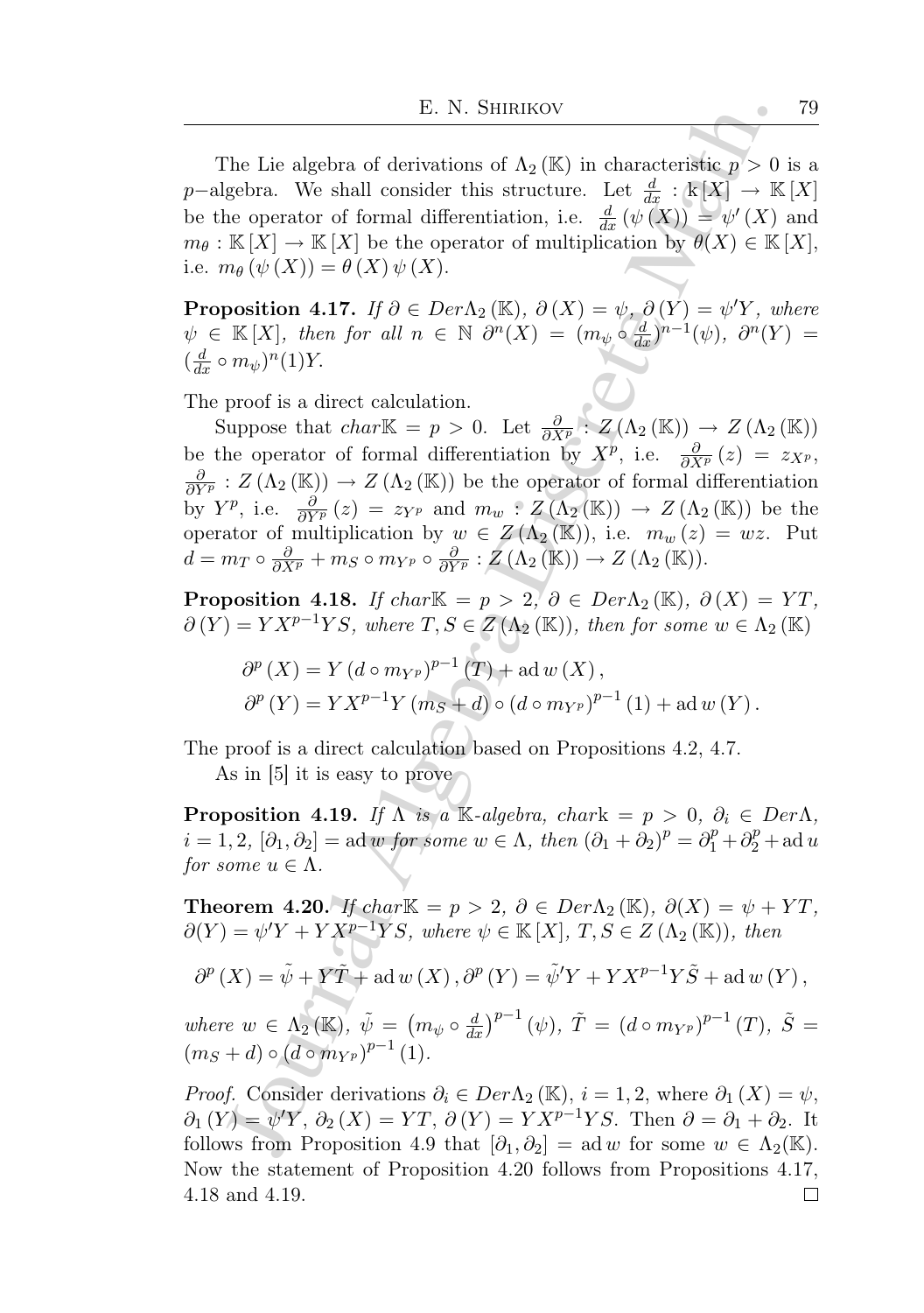The Lie algebra of derivations of $\Lambda_2(\mathbb{K})$ in characteristic $p > 0$ is a $p-$algebra. We shall consider this structure. Let $\frac{d}{dx} : \Bbbk[X] \to \mathbb{K}[X]$ be the operator of formal differentiation, i.e. $\frac{d}{dx}(\psi(X)) = \psi'(X)$ and $m_\theta : \mathbb{K}[X] \to \mathbb{K}[X]$ be the operator of multiplication by $\theta(X) \in \mathbb{K}[X]$, i.e. $m_\theta(\psi(X)) = \theta(X)\psi(X)$.

**Proposition 4.17.** *If $\partial \in Der\Lambda_2(\mathbb{K})$, $\partial(X) = \psi$, $\partial(Y) = \psi' Y$, where $\psi \in \mathbb{K}[X]$, then for all $n \in \mathbb{N}$ $\partial^n(X) = (m_\psi \circ \frac{d}{dx})^{n-1}(\psi)$, $\partial^n(Y) = (\frac{d}{dx} \circ m_\psi)^n(1)Y$.*

The proof is a direct calculation.

Suppose that $char\mathbb{K} = p > 0$. Let $\frac{\partial}{\partial X^p} : Z(\Lambda_2(\mathbb{K})) \to Z(\Lambda_2(\mathbb{K}))$ be the operator of formal differentiation by $X^p$, i.e. $\frac{\partial}{\partial X^p}(z) = z_{X^p}$, $\frac{\partial}{\partial Y^p} : Z(\Lambda_2(\mathbb{K})) \to Z(\Lambda_2(\mathbb{K}))$ be the operator of formal differentiation by $Y^p$, i.e. $\frac{\partial}{\partial Y^p}(z) = z_{Y^p}$ and $m_w : Z(\Lambda_2(\mathbb{K})) \to Z(\Lambda_2(\mathbb{K}))$ be the operator of multiplication by $w \in Z(\Lambda_2(\mathbb{K}))$, i.e. $m_w(z) = wz$. Put $d = m_T \circ \frac{\partial}{\partial X^p} + m_S \circ m_{Y^p} \circ \frac{\partial}{\partial Y^p} : Z(\Lambda_2(\mathbb{K})) \to Z(\Lambda_2(\mathbb{K}))$.

**Proposition 4.18.** *If $char\mathbb{K} = p > 2$, $\partial \in Der\Lambda_2(\mathbb{K})$, $\partial(X) = YT$, $\partial(Y) = YX^{p-1}YS$, where $T, S \in Z(\Lambda_2(\mathbb{K}))$, then for some $w \in \Lambda_2(\mathbb{K})$*

$$\partial^p(X) = Y(d \circ m_{Y^p})^{p-1}(T) + \operatorname{ad} w(X),$$

$$\partial^p(Y) = YX^{p-1}Y(m_S + d) \circ (d \circ m_{Y^p})^{p-1}(1) + \operatorname{ad} w(Y).$$

The proof is a direct calculation based on Propositions 4.2, 4.7.

As in [5] it is easy to prove

**Proposition 4.19.** *If $\Lambda$ is a $\mathbb{K}$-algebra, $char\Bbbk = p > 0$, $\partial_i \in Der\Lambda$, $i = 1, 2$, $[\partial_1, \partial_2] = \operatorname{ad} w$ for some $w \in \Lambda$, then $(\partial_1 + \partial_2)^p = \partial_1^p + \partial_2^p + \operatorname{ad} u$ for some $u \in \Lambda$.*

**Theorem 4.20.** *If $char\mathbb{K} = p > 2$, $\partial \in Der\Lambda_2(\mathbb{K})$, $\partial(X) = \psi + YT$, $\partial(Y) = \psi' Y + YX^{p-1}YS$, where $\psi \in \mathbb{K}[X]$, $T, S \in Z(\Lambda_2(\mathbb{K}))$, then*

$$\partial^p(X) = \tilde{\psi} + Y\tilde{T} + \operatorname{ad} w(X), \partial^p(Y) = \tilde{\psi}' Y + YX^{p-1}Y\tilde{S} + \operatorname{ad} w(Y),$$

*where $w \in \Lambda_2(\mathbb{K})$, $\tilde{\psi} = \left(m_\psi \circ \frac{d}{dx}\right)^{p-1}(\psi)$, $\tilde{T} = (d \circ m_{Y^p})^{p-1}(T)$, $\tilde{S} = (m_S + d) \circ (d \circ m_{Y^p})^{p-1}(1)$.*

*Proof.* Consider derivations $\partial_i \in Der\Lambda_2(\mathbb{K})$, $i = 1, 2$, where $\partial_1(X) = \psi$, $\partial_1(Y) = \psi' Y$, $\partial_2(X) = YT$, $\partial(Y) = YX^{p-1}YS$. Then $\partial = \partial_1 + \partial_2$. It follows from Proposition 4.9 that $[\partial_1, \partial_2] = \operatorname{ad} w$ for some $w \in \Lambda_2(\mathbb{K})$. Now the statement of Proposition 4.20 follows from Propositions 4.17, 4.18 and 4.19. $\square$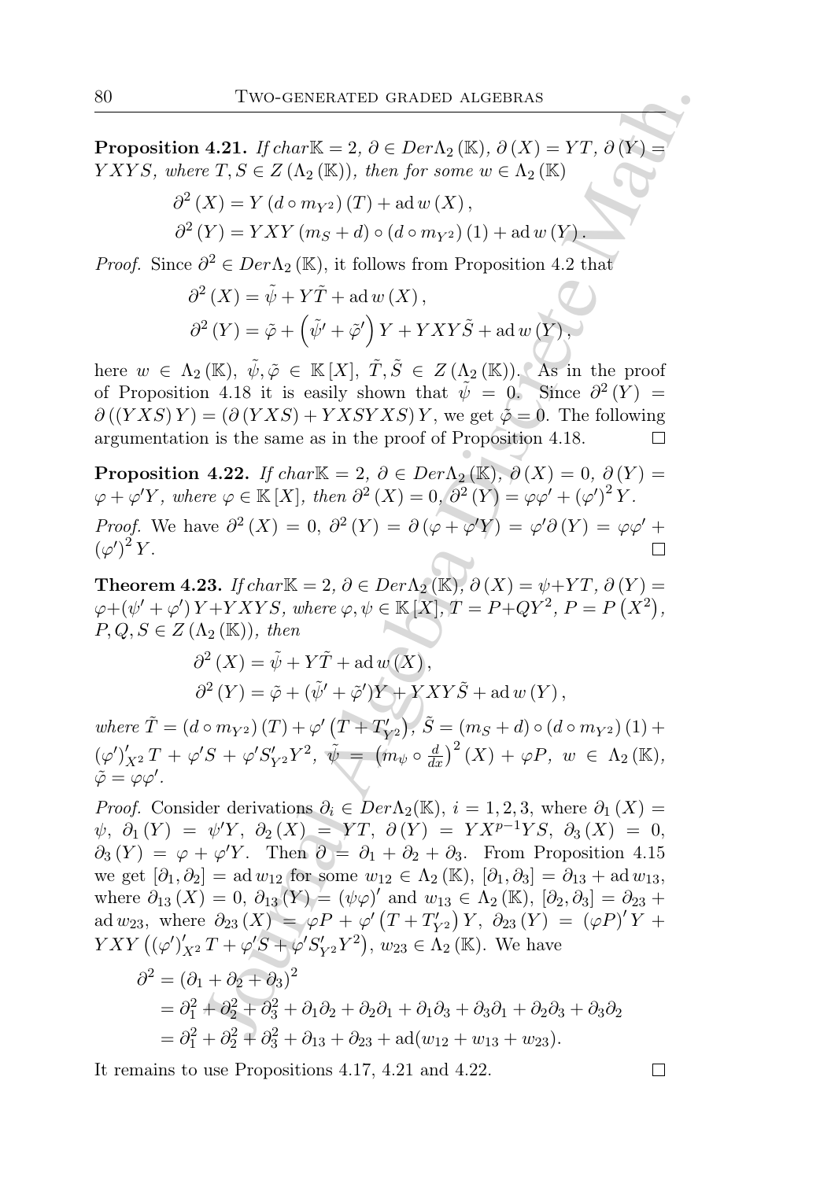**Proposition 4.21.** *If* $char\mathbb{K} = 2$*,* $\partial \in Der\Lambda_2(\mathbb{K})$*,* $\partial(X) = YT$*,* $\partial(Y) = YXYS$*, where* $T, S \in Z(\Lambda_2(\mathbb{K}))$*, then for some* $w \in \Lambda_2(\mathbb{K})$

$$\partial^2(X) = Y(d \circ m_{Y^2})(T) + \operatorname{ad} w(X),$$
$$\partial^2(Y) = YXY(m_S + d) \circ (d \circ m_{Y^2})(1) + \operatorname{ad} w(Y).$$

*Proof.* Since $\partial^2 \in Der\Lambda_2(\mathbb{K})$, it follows from Proposition 4.2 that

$$\partial^2(X) = \tilde{\psi} + Y\tilde{T} + \operatorname{ad} w(X),$$
$$\partial^2(Y) = \tilde{\varphi} + \left(\tilde{\psi}' + \tilde{\varphi}'\right)Y + YXY\tilde{S} + \operatorname{ad} w(Y),$$

here $w \in \Lambda_2(\mathbb{K})$, $\tilde{\psi}, \tilde{\varphi} \in \mathbb{K}[X]$, $\tilde{T}, \tilde{S} \in Z(\Lambda_2(\mathbb{K}))$. As in the proof of Proposition 4.18 it is easily shown that $\tilde{\psi} = 0$. Since $\partial^2(Y) = \partial((YXS)Y) = (\partial(YXS) + YXSYXS)Y$, we get $\tilde{\varphi} = 0$. The following argumentation is the same as in the proof of Proposition 4.18. □

**Proposition 4.22.** *If* $char\mathbb{K} = 2$*,* $\partial \in Der\Lambda_2(\mathbb{K})$*,* $\partial(X) = 0$*,* $\partial(Y) = \varphi + \varphi' Y$*, where* $\varphi \in \mathbb{K}[X]$*, then* $\partial^2(X) = 0$*,* $\partial^2(Y) = \varphi\varphi' + (\varphi')^2 Y$*.*

*Proof.* We have $\partial^2(X) = 0$, $\partial^2(Y) = \partial(\varphi + \varphi' Y) = \varphi'\partial(Y) = \varphi\varphi' + (\varphi')^2 Y$. □

**Theorem 4.23.** *If* $char\mathbb{K} = 2$*,* $\partial \in Der\Lambda_2(\mathbb{K})$*,* $\partial(X) = \psi + YT$*,* $\partial(Y) = \varphi + (\psi' + \varphi')Y + YXYS$*, where* $\varphi, \psi \in \mathbb{K}[X]$*,* $T = P + QY^2$*,* $P = P(X^2)$*,* $P, Q, S \in Z(\Lambda_2(\mathbb{K}))$*, then*

$$\partial^2(X) = \tilde{\psi} + Y\tilde{T} + \operatorname{ad} w(X),$$
$$\partial^2(Y) = \tilde{\varphi} + (\tilde{\psi}' + \tilde{\varphi}')Y + YXY\tilde{S} + \operatorname{ad} w(Y),$$

*where* $\tilde{T} = (d \circ m_{Y^2})(T) + \varphi'\left(T + T'_{Y^2}\right)$*,* $\tilde{S} = (m_S + d) \circ (d \circ m_{Y^2})(1) + (\varphi')'_{X^2} T + \varphi' S + \varphi' S'_{Y^2} Y^2$*,* $\tilde{\psi} = \left(m_\psi \circ \frac{d}{dx}\right)^2(X) + \varphi P$*,* $w \in \Lambda_2(\mathbb{K})$*,* $\tilde{\varphi} = \varphi\varphi'$*.*

*Proof.* Consider derivations $\partial_i \in Der\Lambda_2(\mathbb{K})$, $i = 1, 2, 3$, where $\partial_1(X) = \psi$, $\partial_1(Y) = \psi' Y$, $\partial_2(X) = YT$, $\partial(Y) = YX^{p-1}YS$, $\partial_3(X) = 0$, $\partial_3(Y) = \varphi + \varphi' Y$. Then $\partial = \partial_1 + \partial_2 + \partial_3$. From Proposition 4.15 we get $[\partial_1, \partial_2] = \operatorname{ad} w_{12}$ for some $w_{12} \in \Lambda_2(\mathbb{K})$, $[\partial_1, \partial_3] = \partial_{13} + \operatorname{ad} w_{13}$, where $\partial_{13}(X) = 0$, $\partial_{13}(Y) = (\psi\varphi)'$ and $w_{13} \in \Lambda_2(\mathbb{K})$, $[\partial_2, \partial_3] = \partial_{23} + \operatorname{ad} w_{23}$, where $\partial_{23}(X) = \varphi P + \varphi'\left(T + T'_{Y^2}\right)Y$, $\partial_{23}(Y) = (\varphi P)' Y + YXY\left((\varphi')'_{X^2} T + \varphi' S + \varphi' S'_{Y^2} Y^2\right)$, $w_{23} \in \Lambda_2(\mathbb{K})$. We have

$$\begin{aligned}
\partial^2 &= (\partial_1 + \partial_2 + \partial_3)^2 \\
&= \partial_1^2 + \partial_2^2 + \partial_3^2 + \partial_1\partial_2 + \partial_2\partial_1 + \partial_1\partial_3 + \partial_3\partial_1 + \partial_2\partial_3 + \partial_3\partial_2 \\
&= \partial_1^2 + \partial_2^2 + \partial_3^2 + \partial_{13} + \partial_{23} + \operatorname{ad}(w_{12} + w_{13} + w_{23}).
\end{aligned}$$

It remains to use Propositions 4.17, 4.21 and 4.22. □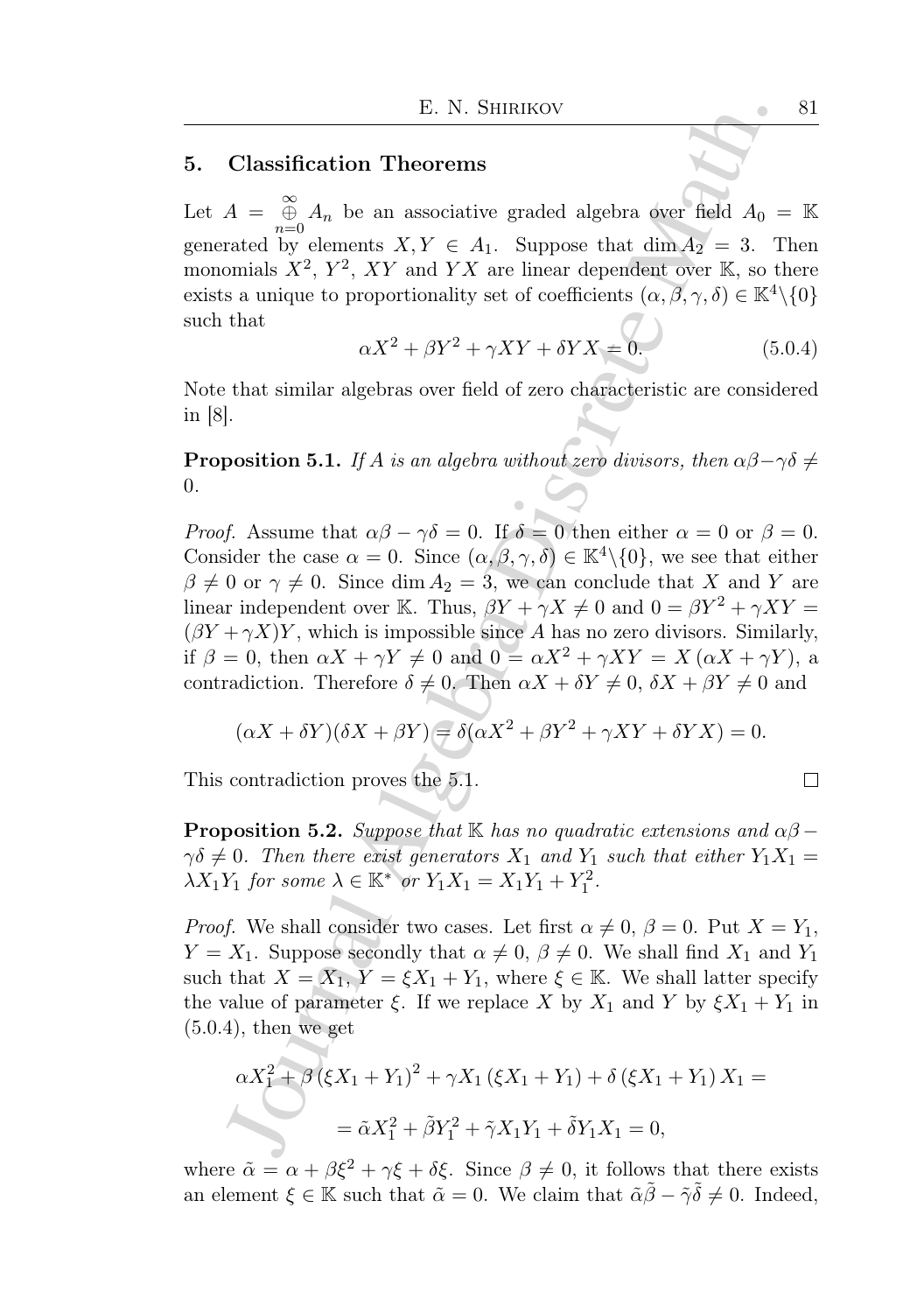## 5. Classification Theorems

Let $A = \bigoplus_{n=0}^{\infty} A_n$ be an associative graded algebra over field $A_0 = \mathbb{K}$ generated by elements $X, Y \in A_1$. Suppose that $\dim A_2 = 3$. Then monomials $X^2$, $Y^2$, $XY$ and $YX$ are linear dependent over $\mathbb{K}$, so there exists a unique to proportionality set of coefficients $(\alpha, \beta, \gamma, \delta) \in \mathbb{K}^4 \backslash \{0\}$ such that

$$\alpha X^2 + \beta Y^2 + \gamma XY + \delta YX = 0. \tag{5.0.4}$$

Note that similar algebras over field of zero characteristic are considered in [8].

**Proposition 5.1.** *If $A$ is an algebra without zero divisors, then $\alpha\beta - \gamma\delta \neq 0$.*

*Proof.* Assume that $\alpha\beta - \gamma\delta = 0$. If $\delta = 0$ then either $\alpha = 0$ or $\beta = 0$. Consider the case $\alpha = 0$. Since $(\alpha, \beta, \gamma, \delta) \in \mathbb{K}^4 \backslash \{0\}$, we see that either $\beta \neq 0$ or $\gamma \neq 0$. Since $\dim A_2 = 3$, we can conclude that $X$ and $Y$ are linear independent over $\mathbb{K}$. Thus, $\beta Y + \gamma X \neq 0$ and $0 = \beta Y^2 + \gamma XY = (\beta Y + \gamma X)Y$, which is impossible since $A$ has no zero divisors. Similarly, if $\beta = 0$, then $\alpha X + \gamma Y \neq 0$ and $0 = \alpha X^2 + \gamma XY = X(\alpha X + \gamma Y)$, a contradiction. Therefore $\delta \neq 0$. Then $\alpha X + \delta Y \neq 0$, $\delta X + \beta Y \neq 0$ and

$$(\alpha X + \delta Y)(\delta X + \beta Y) = \delta(\alpha X^2 + \beta Y^2 + \gamma XY + \delta YX) = 0.$$

This contradiction proves the 5.1. $\square$

**Proposition 5.2.** *Suppose that $\mathbb{K}$ has no quadratic extensions and $\alpha\beta - \gamma\delta \neq 0$. Then there exist generators $X_1$ and $Y_1$ such that either $Y_1 X_1 = \lambda X_1 Y_1$ for some $\lambda \in \mathbb{K}^*$ or $Y_1 X_1 = X_1 Y_1 + Y_1^2$.*

*Proof.* We shall consider two cases. Let first $\alpha \neq 0$, $\beta = 0$. Put $X = Y_1$, $Y = X_1$. Suppose secondly that $\alpha \neq 0$, $\beta \neq 0$. We shall find $X_1$ and $Y_1$ such that $X = X_1$, $Y = \xi X_1 + Y_1$, where $\xi \in \mathbb{K}$. We shall latter specify the value of parameter $\xi$. If we replace $X$ by $X_1$ and $Y$ by $\xi X_1 + Y_1$ in (5.0.4), then we get

$$\alpha X_1^2 + \beta (\xi X_1 + Y_1)^2 + \gamma X_1 (\xi X_1 + Y_1) + \delta (\xi X_1 + Y_1) X_1 =$$

$$= \tilde{\alpha} X_1^2 + \tilde{\beta} Y_1^2 + \tilde{\gamma} X_1 Y_1 + \tilde{\delta} Y_1 X_1 = 0,$$

where $\tilde{\alpha} = \alpha + \beta\xi^2 + \gamma\xi + \delta\xi$. Since $\beta \neq 0$, it follows that there exists an element $\xi \in \mathbb{K}$ such that $\tilde{\alpha} = 0$. We claim that $\tilde{\alpha}\tilde{\beta} - \tilde{\gamma}\tilde{\delta} \neq 0$. Indeed,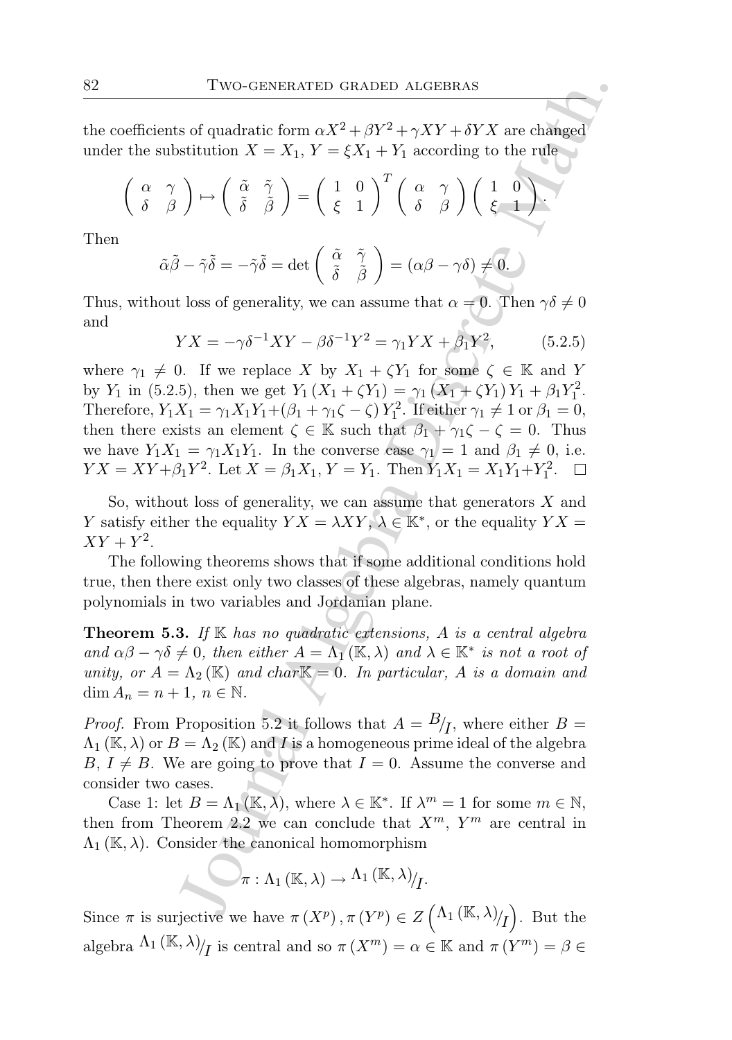the coefficients of quadratic form $\alpha X^2 + \beta Y^2 + \gamma XY + \delta YX$ are changed under the substitution $X = X_1$, $Y = \xi X_1 + Y_1$ according to the rule

$$\begin{pmatrix} \alpha & \gamma \\ \delta & \beta \end{pmatrix} \mapsto \begin{pmatrix} \tilde{\alpha} & \tilde{\gamma} \\ \tilde{\delta} & \tilde{\beta} \end{pmatrix} = \begin{pmatrix} 1 & 0 \\ \xi & 1 \end{pmatrix}^T \begin{pmatrix} \alpha & \gamma \\ \delta & \beta \end{pmatrix} \begin{pmatrix} 1 & 0 \\ \xi & 1 \end{pmatrix}.$$

Then

$$\tilde{\alpha}\tilde{\beta} - \tilde{\gamma}\tilde{\delta} = -\tilde{\gamma}\tilde{\delta} = \det \begin{pmatrix} \tilde{\alpha} & \tilde{\gamma} \\ \tilde{\delta} & \tilde{\beta} \end{pmatrix} = (\alpha\beta - \gamma\delta) \neq 0.$$

Thus, without loss of generality, we can assume that $\alpha = 0$. Then $\gamma\delta \neq 0$ and

$$YX = -\gamma\delta^{-1}XY - \beta\delta^{-1}Y^2 = \gamma_1 YX + \beta_1 Y^2, \tag{5.2.5}$$

where $\gamma_1 \neq 0$. If we replace $X$ by $X_1 + \zeta Y_1$ for some $\zeta \in \mathbb{K}$ and $Y$ by $Y_1$ in (5.2.5), then we get $Y_1 (X_1 + \zeta Y_1) = \gamma_1 (X_1 + \zeta Y_1) Y_1 + \beta_1 Y_1^2$. Therefore, $Y_1 X_1 = \gamma_1 X_1 Y_1 + (\beta_1 + \gamma_1\zeta - \zeta) Y_1^2$. If either $\gamma_1 \neq 1$ or $\beta_1 = 0$, then there exists an element $\zeta \in \mathbb{K}$ such that $\beta_1 + \gamma_1\zeta - \zeta = 0$. Thus we have $Y_1 X_1 = \gamma_1 X_1 Y_1$. In the converse case $\gamma_1 = 1$ and $\beta_1 \neq 0$, i.e. $YX = XY + \beta_1 Y^2$. Let $X = \beta_1 X_1$, $Y = Y_1$. Then $Y_1 X_1 = X_1 Y_1 + Y_1^2$. $\square$

So, without loss of generality, we can assume that generators $X$ and $Y$ satisfy either the equality $YX = \lambda XY$, $\lambda \in \mathbb{K}^*$, or the equality $YX = XY + Y^2$.

The following theorems shows that if some additional conditions hold true, then there exist only two classes of these algebras, namely quantum polynomials in two variables and Jordanian plane.

**Theorem 5.3.** *If $\mathbb{K}$ has no quadratic extensions, $A$ is a central algebra and $\alpha\beta - \gamma\delta \neq 0$, then either $A = \Lambda_1(\mathbb{K}, \lambda)$ and $\lambda \in \mathbb{K}^*$ is not a root of unity, or $A = \Lambda_2(\mathbb{K})$ and $\operatorname{char}\mathbb{K} = 0$. In particular, $A$ is a domain and $\dim A_n = n + 1$, $n \in \mathbb{N}$.*

*Proof.* From Proposition 5.2 it follows that $A = {}^{B}\!/_{I}$, where either $B = \Lambda_1(\mathbb{K}, \lambda)$ or $B = \Lambda_2(\mathbb{K})$ and $I$ is a homogeneous prime ideal of the algebra $B$, $I \neq B$. We are going to prove that $I = 0$. Assume the converse and consider two cases.

Case 1: let $B = \Lambda_1(\mathbb{K}, \lambda)$, where $\lambda \in \mathbb{K}^*$. If $\lambda^m = 1$ for some $m \in \mathbb{N}$, then from Theorem 2.2 we can conclude that $X^m$, $Y^m$ are central in $\Lambda_1(\mathbb{K}, \lambda)$. Consider the canonical homomorphism

$$\pi : \Lambda_1(\mathbb{K}, \lambda) \to {}^{\Lambda_1(\mathbb{K}, \lambda)}\!/_{I}.$$

Since $\pi$ is surjective we have $\pi(X^p), \pi(Y^p) \in Z\left({}^{\Lambda_1(\mathbb{K}, \lambda)}\!/_{I}\right)$. But the algebra ${}^{\Lambda_1(\mathbb{K}, \lambda)}\!/_{I}$ is central and so $\pi(X^m) = \alpha \in \mathbb{K}$ and $\pi(Y^m) = \beta \in$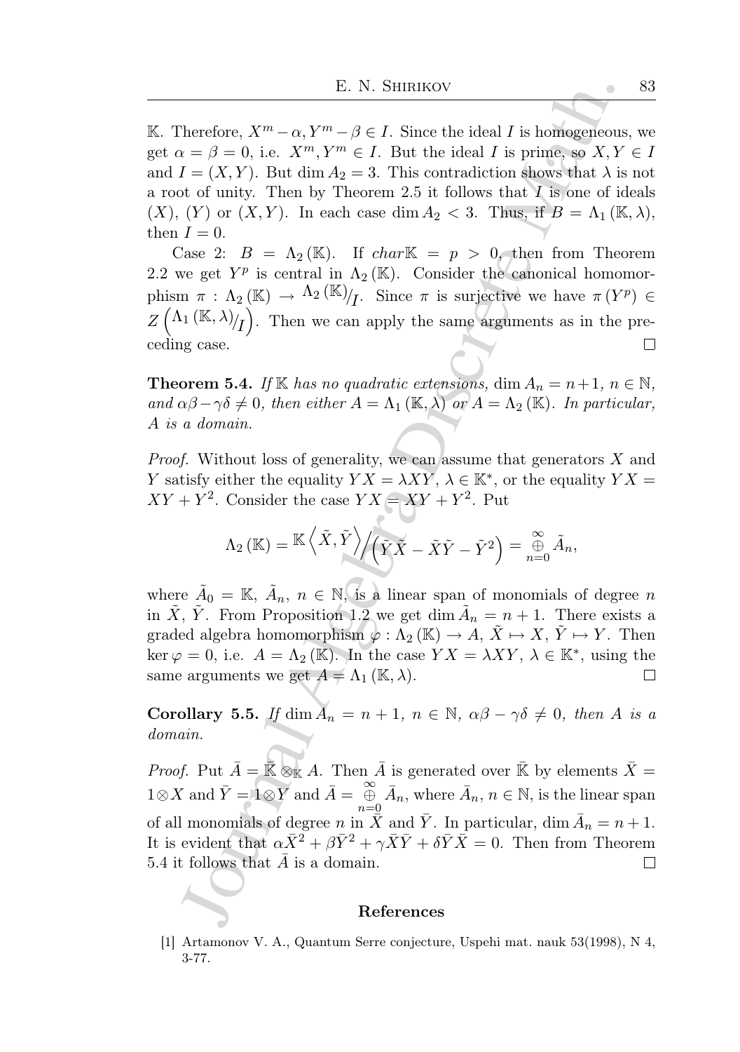$\mathbb{K}$. Therefore, $X^m - \alpha, Y^m - \beta \in I$. Since the ideal $I$ is homogeneous, we get $\alpha = \beta = 0$, i.e. $X^m, Y^m \in I$. But the ideal $I$ is prime, so $X, Y \in I$ and $I = (X, Y)$. But $\dim A_2 = 3$. This contradiction shows that $\lambda$ is not a root of unity. Then by Theorem 2.5 it follows that $I$ is one of ideals $(X)$, $(Y)$ or $(X, Y)$. In each case $\dim A_2 < 3$. Thus, if $B = \Lambda_1(\mathbb{K}, \lambda)$, then $I = 0$.

Case 2: $B = \Lambda_2(\mathbb{K})$. If $char\mathbb{K} = p > 0$, then from Theorem 2.2 we get $Y^p$ is central in $\Lambda_2(\mathbb{K})$. Consider the canonical homomorphism $\pi : \Lambda_2(\mathbb{K}) \to {}^{\Lambda_2(\mathbb{K})}\!/_{I}$. Since $\pi$ is surjective we have $\pi(Y^p) \in Z\left({}^{\Lambda_1(\mathbb{K}, \lambda)}\!/_{I}\right)$. Then we can apply the same arguments as in the preceding case. $\square$

**Theorem 5.4.** *If $\mathbb{K}$ has no quadratic extensions, $\dim A_n = n+1$, $n \in \mathbb{N}$, and $\alpha\beta - \gamma\delta \neq 0$, then either $A = \Lambda_1(\mathbb{K}, \lambda)$ or $A = \Lambda_2(\mathbb{K})$. In particular, $A$ is a domain.*

*Proof.* Without loss of generality, we can assume that generators $X$ and $Y$ satisfy either the equality $YX = \lambda XY$, $\lambda \in \mathbb{K}^*$, or the equality $YX = XY + Y^2$. Consider the case $YX = XY + Y^2$. Put

$$\Lambda_2(\mathbb{K}) = \mathbb{K}\left\langle \tilde{X}, \tilde{Y} \right\rangle \Big/ \left(\tilde{Y}\tilde{X} - \tilde{X}\tilde{Y} - \tilde{Y}^2\right) = \mathop{\oplus}_{n=0}^{\infty} \tilde{A}_n,$$

where $\tilde{A}_0 = \mathbb{K}$, $\tilde{A}_n$, $n \in \mathbb{N}$, is a linear span of monomials of degree $n$ in $\tilde{X}$, $\tilde{Y}$. From Proposition 1.2 we get $\dim \tilde{A}_n = n+1$. There exists a graded algebra homomorphism $\varphi : \Lambda_2(\mathbb{K}) \to A$, $\tilde{X} \mapsto X$, $\tilde{Y} \mapsto Y$. Then $\ker \varphi = 0$, i.e. $A = \Lambda_2(\mathbb{K})$. In the case $YX = \lambda XY$, $\lambda \in \mathbb{K}^*$, using the same arguments we get $A = \Lambda_1(\mathbb{K}, \lambda)$. $\square$

**Corollary 5.5.** *If $\dim A_n = n+1$, $n \in \mathbb{N}$, $\alpha\beta - \gamma\delta \neq 0$, then $A$ is a domain.*

*Proof.* Put $\bar{A} = \bar{\mathbb{K}} \otimes_{\mathbb{K}} A$. Then $\bar{A}$ is generated over $\bar{\mathbb{K}}$ by elements $\bar{X} = 1 \otimes X$ and $\bar{Y} = 1 \otimes Y$ and $\bar{A} = \mathop{\oplus}_{n=0}^{\infty} \bar{A}_n$, where $\bar{A}_n$, $n \in \mathbb{N}$, is the linear span of all monomials of degree $n$ in $\bar{X}$ and $\bar{Y}$. In particular, $\dim \bar{A}_n = n+1$. It is evident that $\alpha\bar{X}^2 + \beta\bar{Y}^2 + \gamma\bar{X}\bar{Y} + \delta\bar{Y}\bar{X} = 0$. Then from Theorem 5.4 it follows that $\bar{A}$ is a domain. $\square$

## References

[1] Artamonov V. A., Quantum Serre conjecture, Uspehi mat. nauk 53(1998), N 4, 3-77.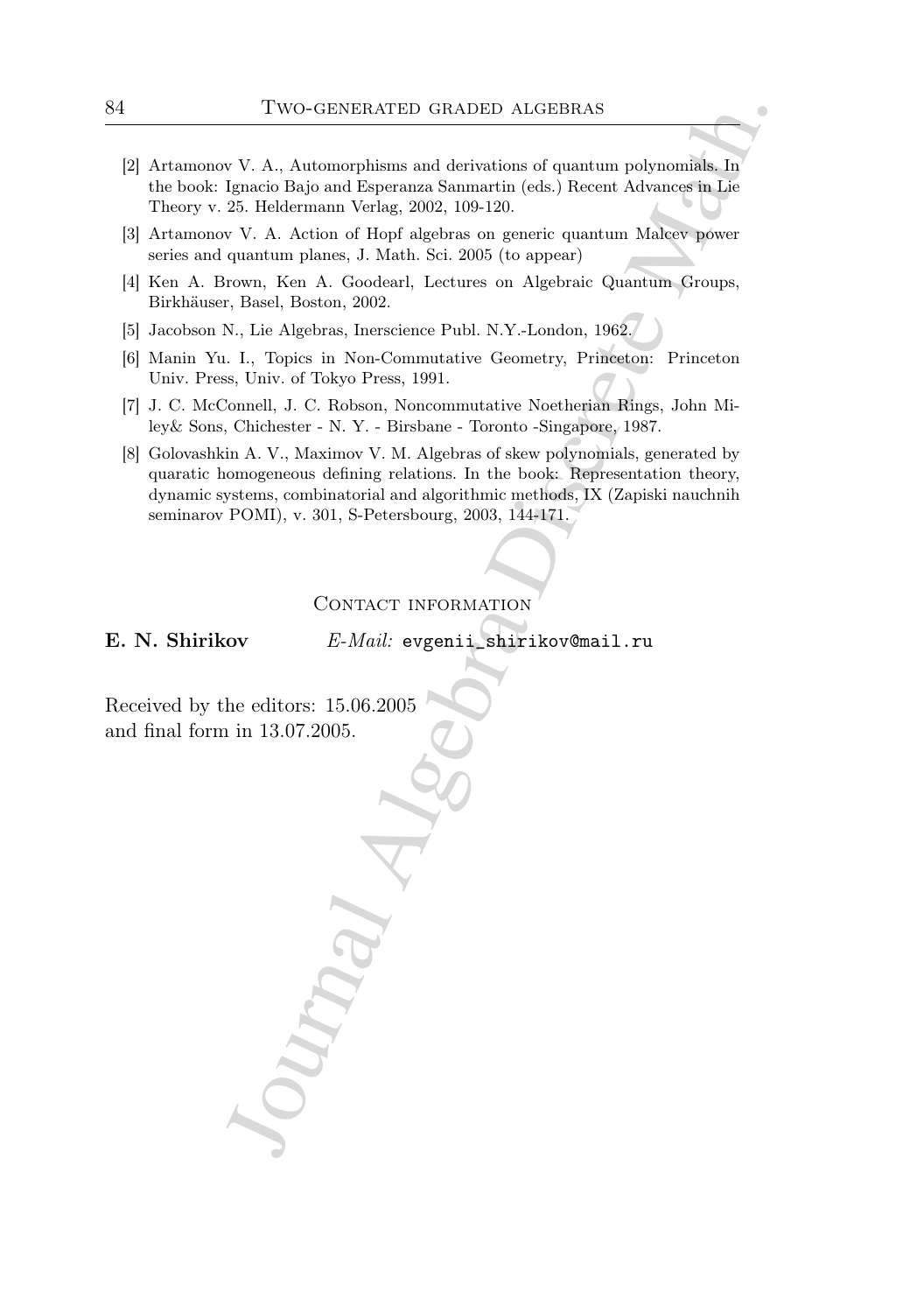[2] Artamonov V. A., Automorphisms and derivations of quantum polynomials. In the book: Ignacio Bajo and Esperanza Sanmartin (eds.) Recent Advances in Lie Theory v. 25. Heldermann Verlag, 2002, 109-120.

[3] Artamonov V. A. Action of Hopf algebras on generic quantum Malcev power series and quantum planes, J. Math. Sci. 2005 (to appear)

[4] Ken A. Brown, Ken A. Goodearl, Lectures on Algebraic Quantum Groups, Birkhäuser, Basel, Boston, 2002.

[5] Jacobson N., Lie Algebras, Inerscience Publ. N.Y.-London, 1962.

[6] Manin Yu. I., Topics in Non-Commutative Geometry, Princeton: Princeton Univ. Press, Univ. of Tokyo Press, 1991.

[7] J. C. McConnell, J. C. Robson, Noncommutative Noetherian Rings, John Miley& Sons, Chichester - N. Y. - Birsbane - Toronto -Singapore, 1987.

[8] Golovashkin A. V., Maximov V. M. Algebras of skew polynomials, generated by quaratic homogeneous defining relations. In the book: Representation theory, dynamic systems, combinatorial and algorithmic methods, IX (Zapiski nauchnih seminarov POMI), v. 301, S-Petersbourg, 2003, 144-171.

## Contact information

**E. N. Shirikov** *E-Mail:* evgenii_shirikov@mail.ru

Received by the editors: 15.06.2005
and final form in 13.07.2005.